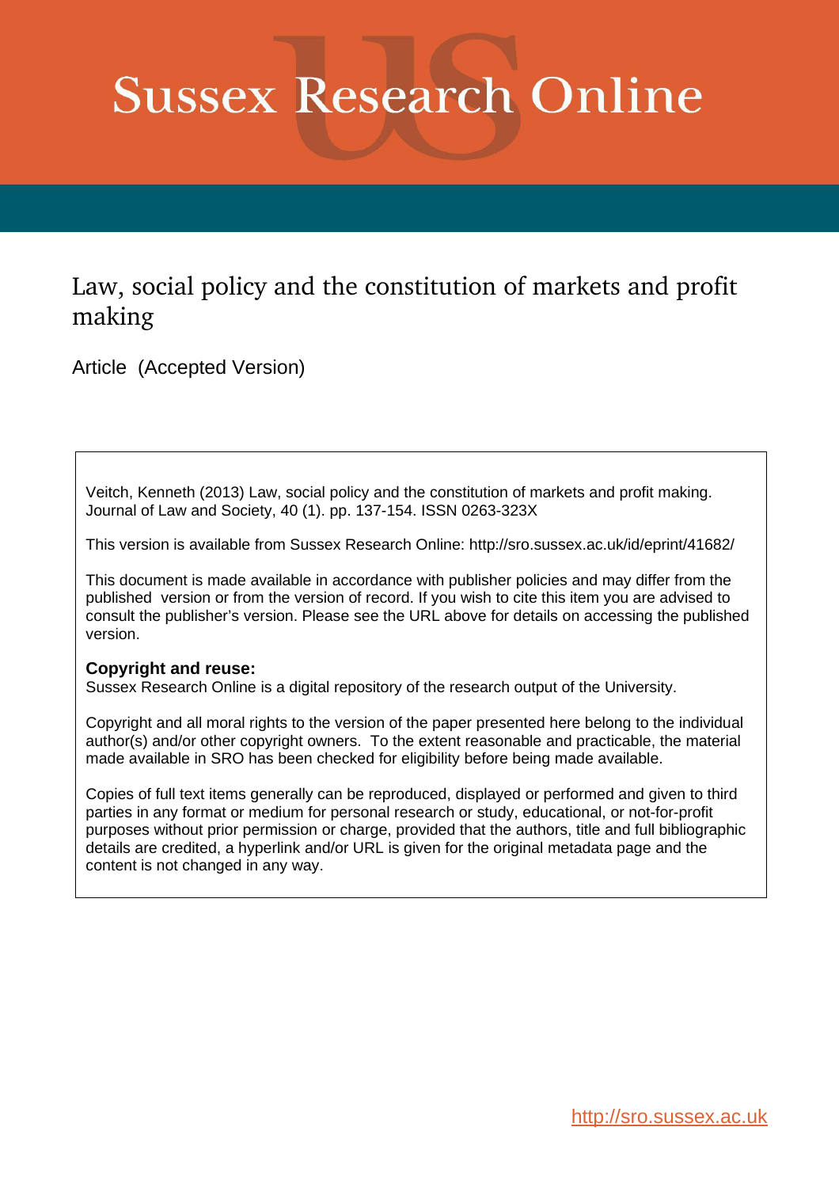# Sussex Research Online

## Law, social policy and the constitution of markets and profit making

Article (Accepted Version)

Veitch, Kenneth (2013) Law, social policy and the constitution of markets and profit making. Journal of Law and Society, 40 (1). pp. 137-154. ISSN 0263-323X

This version is available from Sussex Research Online: http://sro.sussex.ac.uk/id/eprint/41682/

This document is made available in accordance with publisher policies and may differ from the published version or from the version of record. If you wish to cite this item you are advised to consult the publisher's version. Please see the URL above for details on accessing the published version.

**Copyright and reuse:**
Sussex Research Online is a digital repository of the research output of the University.

Copyright and all moral rights to the version of the paper presented here belong to the individual author(s) and/or other copyright owners. To the extent reasonable and practicable, the material made available in SRO has been checked for eligibility before being made available.

Copies of full text items generally can be reproduced, displayed or performed and given to third parties in any format or medium for personal research or study, educational, or not-for-profit purposes without prior permission or charge, provided that the authors, title and full bibliographic details are credited, a hyperlink and/or URL is given for the original metadata page and the content is not changed in any way.

http://sro.sussex.ac.uk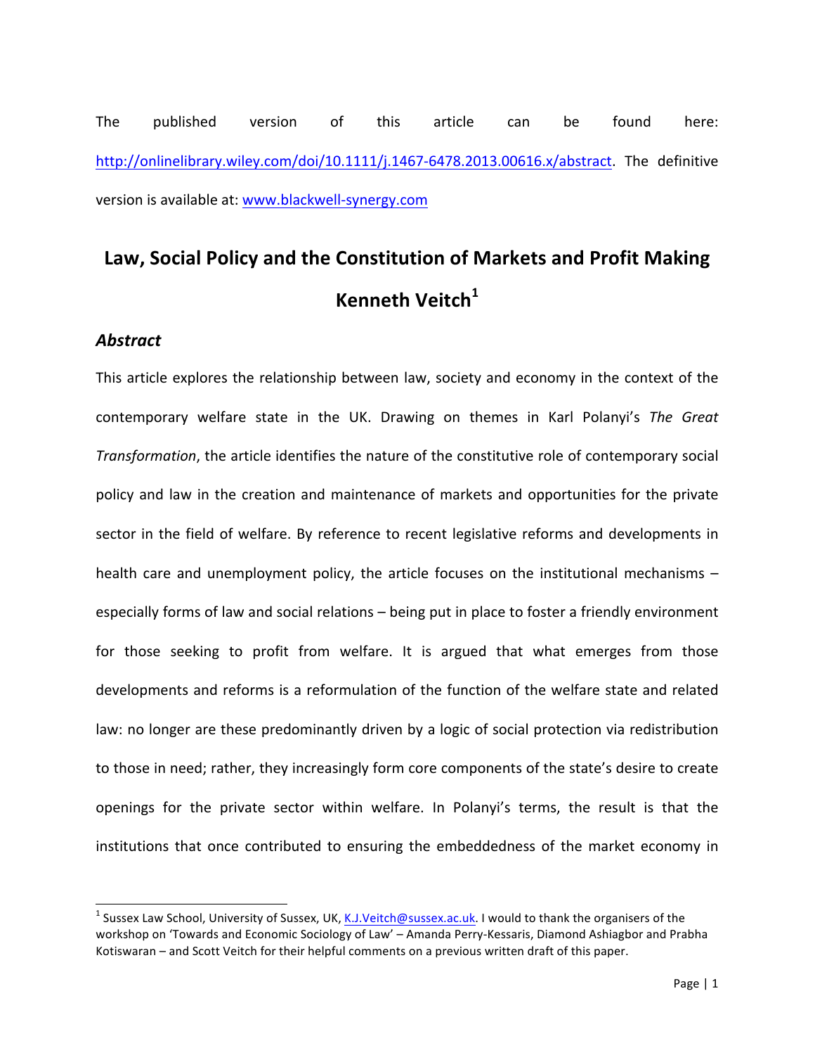The published version of this article can be found here: http://onlinelibrary.wiley.com/doi/10.1111/j.1467-6478.2013.00616.x/abstract. The definitive version is available at: www.blackwell-synergy.com

# Law, Social Policy and the Constitution of Markets and Profit Making

## Kenneth Veitch[1]

### *Abstract*

This article explores the relationship between law, society and economy in the context of the contemporary welfare state in the UK. Drawing on themes in Karl Polanyi's *The Great Transformation*, the article identifies the nature of the constitutive role of contemporary social policy and law in the creation and maintenance of markets and opportunities for the private sector in the field of welfare. By reference to recent legislative reforms and developments in health care and unemployment policy, the article focuses on the institutional mechanisms – especially forms of law and social relations – being put in place to foster a friendly environment for those seeking to profit from welfare. It is argued that what emerges from those developments and reforms is a reformulation of the function of the welfare state and related law: no longer are these predominantly driven by a logic of social protection via redistribution to those in need; rather, they increasingly form core components of the state's desire to create openings for the private sector within welfare. In Polanyi's terms, the result is that the institutions that once contributed to ensuring the embeddedness of the market economy in

[1] Sussex Law School, University of Sussex, UK, K.J.Veitch@sussex.ac.uk. I would to thank the organisers of the workshop on 'Towards and Economic Sociology of Law' – Amanda Perry-Kessaris, Diamond Ashiagbor and Prabha Kotiswaran – and Scott Veitch for their helpful comments on a previous written draft of this paper.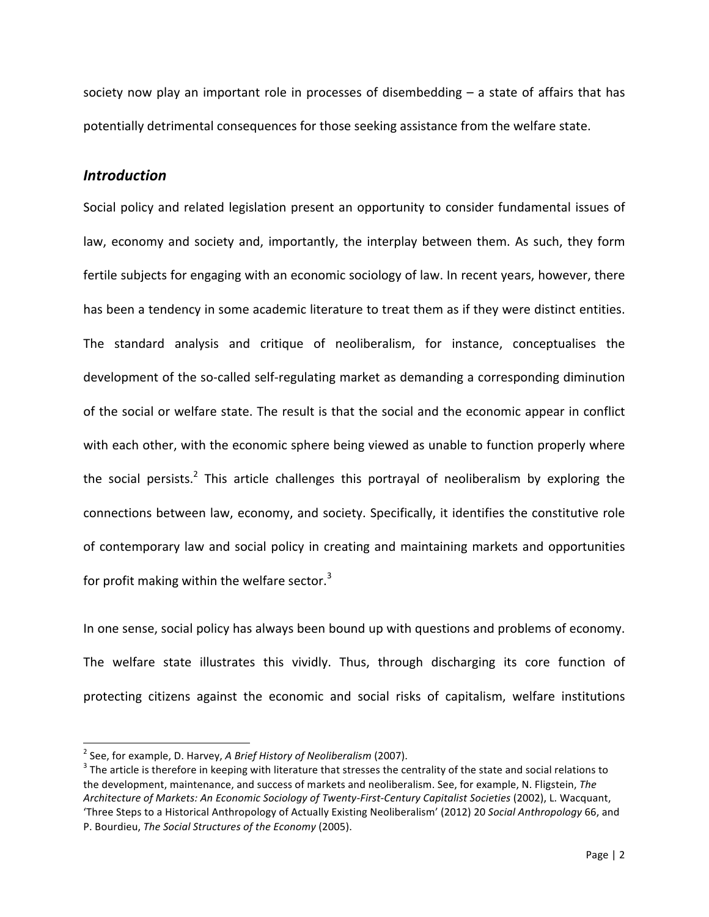society now play an important role in processes of disembedding – a state of affairs that has potentially detrimental consequences for those seeking assistance from the welfare state.

## *Introduction*

Social policy and related legislation present an opportunity to consider fundamental issues of law, economy and society and, importantly, the interplay between them. As such, they form fertile subjects for engaging with an economic sociology of law. In recent years, however, there has been a tendency in some academic literature to treat them as if they were distinct entities. The standard analysis and critique of neoliberalism, for instance, conceptualises the development of the so-called self-regulating market as demanding a corresponding diminution of the social or welfare state. The result is that the social and the economic appear in conflict with each other, with the economic sphere being viewed as unable to function properly where the social persists.[2] This article challenges this portrayal of neoliberalism by exploring the connections between law, economy, and society. Specifically, it identifies the constitutive role of contemporary law and social policy in creating and maintaining markets and opportunities for profit making within the welfare sector.[3]

In one sense, social policy has always been bound up with questions and problems of economy. The welfare state illustrates this vividly. Thus, through discharging its core function of protecting citizens against the economic and social risks of capitalism, welfare institutions

---

[2] See, for example, D. Harvey, *A Brief History of Neoliberalism* (2007).

[3] The article is therefore in keeping with literature that stresses the centrality of the state and social relations to the development, maintenance, and success of markets and neoliberalism. See, for example, N. Fligstein, *The Architecture of Markets: An Economic Sociology of Twenty-First-Century Capitalist Societies* (2002), L. Wacquant, 'Three Steps to a Historical Anthropology of Actually Existing Neoliberalism' (2012) 20 *Social Anthropology* 66, and P. Bourdieu, *The Social Structures of the Economy* (2005).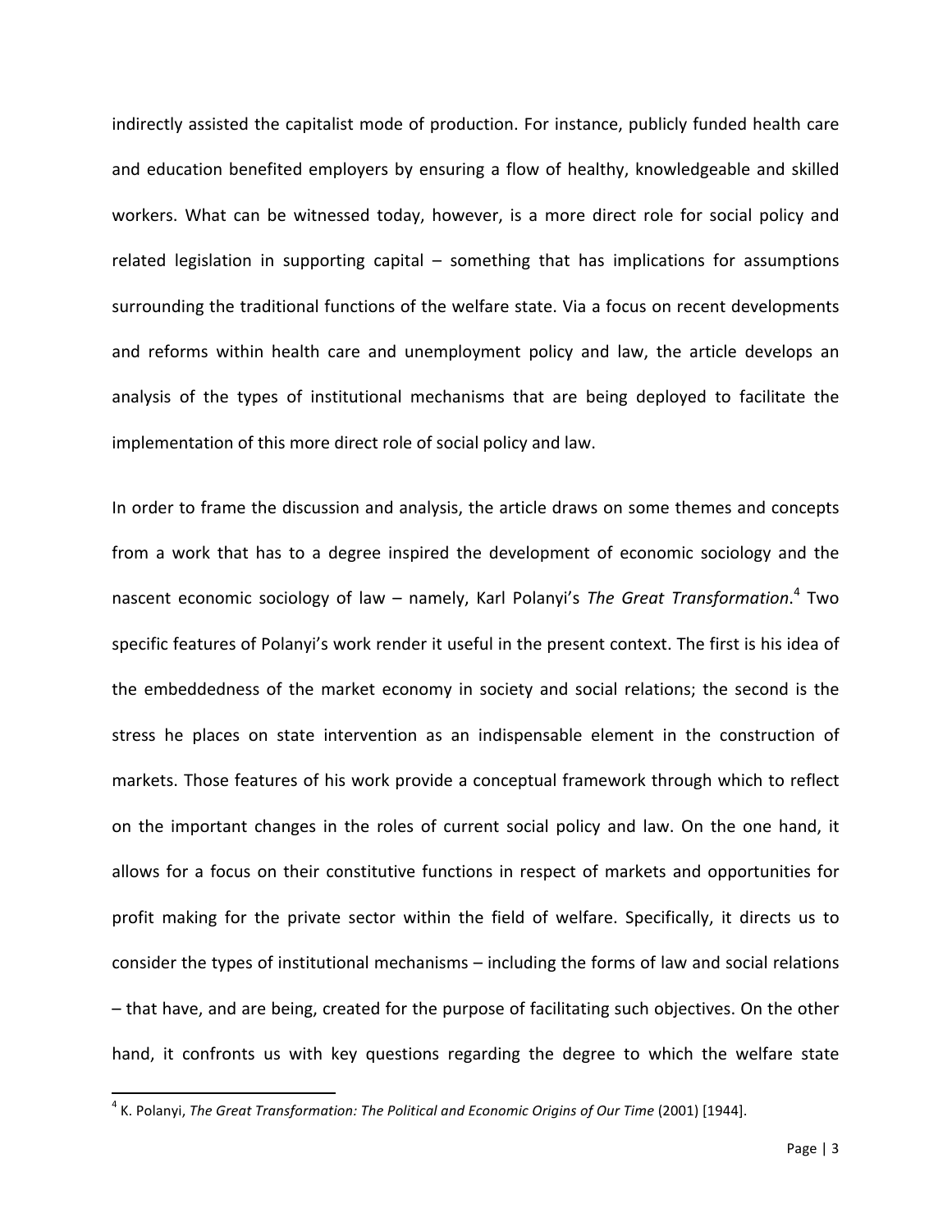indirectly assisted the capitalist mode of production. For instance, publicly funded health care and education benefited employers by ensuring a flow of healthy, knowledgeable and skilled workers. What can be witnessed today, however, is a more direct role for social policy and related legislation in supporting capital – something that has implications for assumptions surrounding the traditional functions of the welfare state. Via a focus on recent developments and reforms within health care and unemployment policy and law, the article develops an analysis of the types of institutional mechanisms that are being deployed to facilitate the implementation of this more direct role of social policy and law.

In order to frame the discussion and analysis, the article draws on some themes and concepts from a work that has to a degree inspired the development of economic sociology and the nascent economic sociology of law – namely, Karl Polanyi's *The Great Transformation*.[4] Two specific features of Polanyi's work render it useful in the present context. The first is his idea of the embeddedness of the market economy in society and social relations; the second is the stress he places on state intervention as an indispensable element in the construction of markets. Those features of his work provide a conceptual framework through which to reflect on the important changes in the roles of current social policy and law. On the one hand, it allows for a focus on their constitutive functions in respect of markets and opportunities for profit making for the private sector within the field of welfare. Specifically, it directs us to consider the types of institutional mechanisms – including the forms of law and social relations – that have, and are being, created for the purpose of facilitating such objectives. On the other hand, it confronts us with key questions regarding the degree to which the welfare state

[4] K. Polanyi, *The Great Transformation: The Political and Economic Origins of Our Time* (2001) [1944].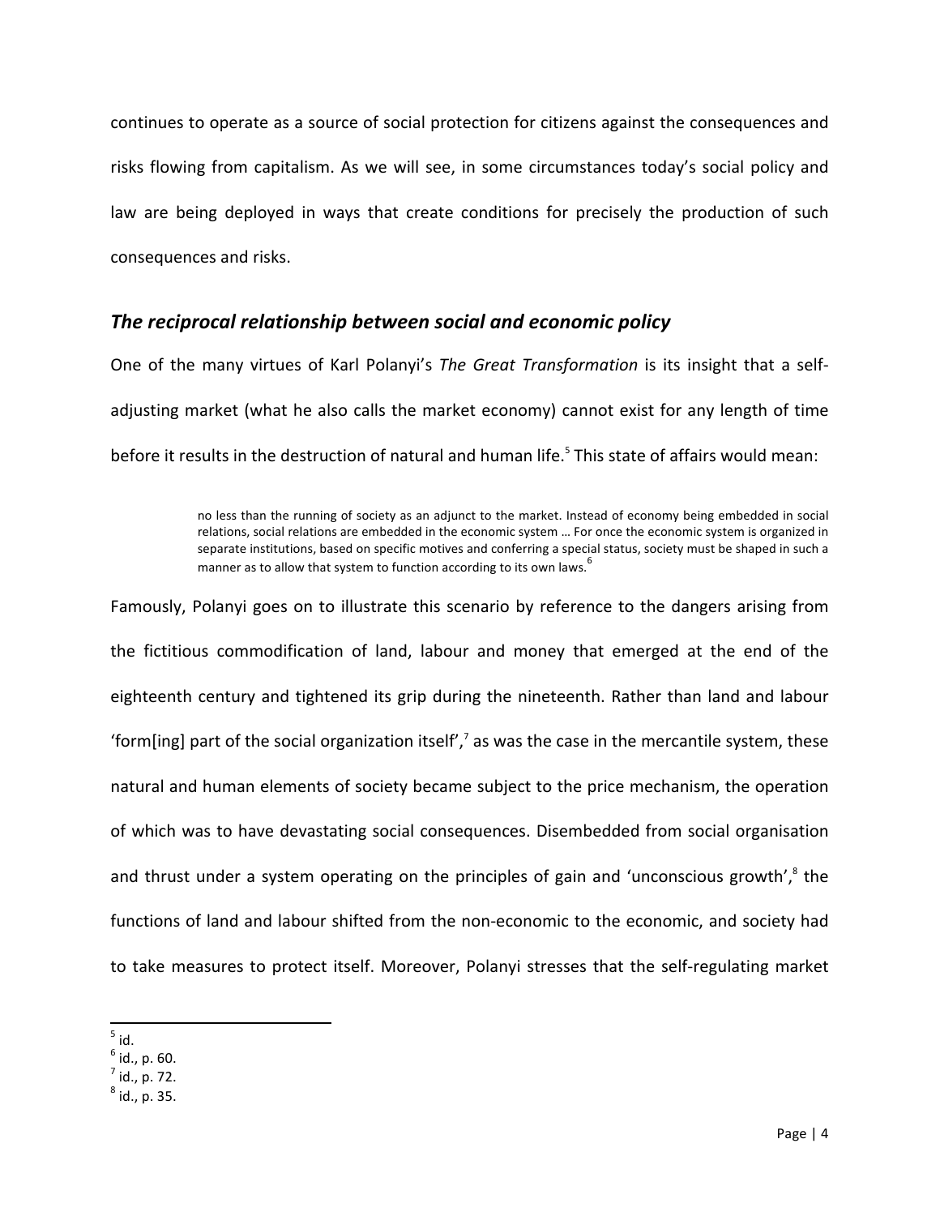continues to operate as a source of social protection for citizens against the consequences and risks flowing from capitalism. As we will see, in some circumstances today's social policy and law are being deployed in ways that create conditions for precisely the production of such consequences and risks.

## *The reciprocal relationship between social and economic policy*

One of the many virtues of Karl Polanyi's *The Great Transformation* is its insight that a self-adjusting market (what he also calls the market economy) cannot exist for any length of time before it results in the destruction of natural and human life.[5] This state of affairs would mean:

> no less than the running of society as an adjunct to the market. Instead of economy being embedded in social relations, social relations are embedded in the economic system … For once the economic system is organized in separate institutions, based on specific motives and conferring a special status, society must be shaped in such a manner as to allow that system to function according to its own laws.[6]

Famously, Polanyi goes on to illustrate this scenario by reference to the dangers arising from the fictitious commodification of land, labour and money that emerged at the end of the eighteenth century and tightened its grip during the nineteenth. Rather than land and labour 'form[ing] part of the social organization itself',[7] as was the case in the mercantile system, these natural and human elements of society became subject to the price mechanism, the operation of which was to have devastating social consequences. Disembedded from social organisation and thrust under a system operating on the principles of gain and 'unconscious growth',[8] the functions of land and labour shifted from the non-economic to the economic, and society had to take measures to protect itself. Moreover, Polanyi stresses that the self-regulating market

---

[5] id.
[6] id., p. 60.
[7] id., p. 72.
[8] id., p. 35.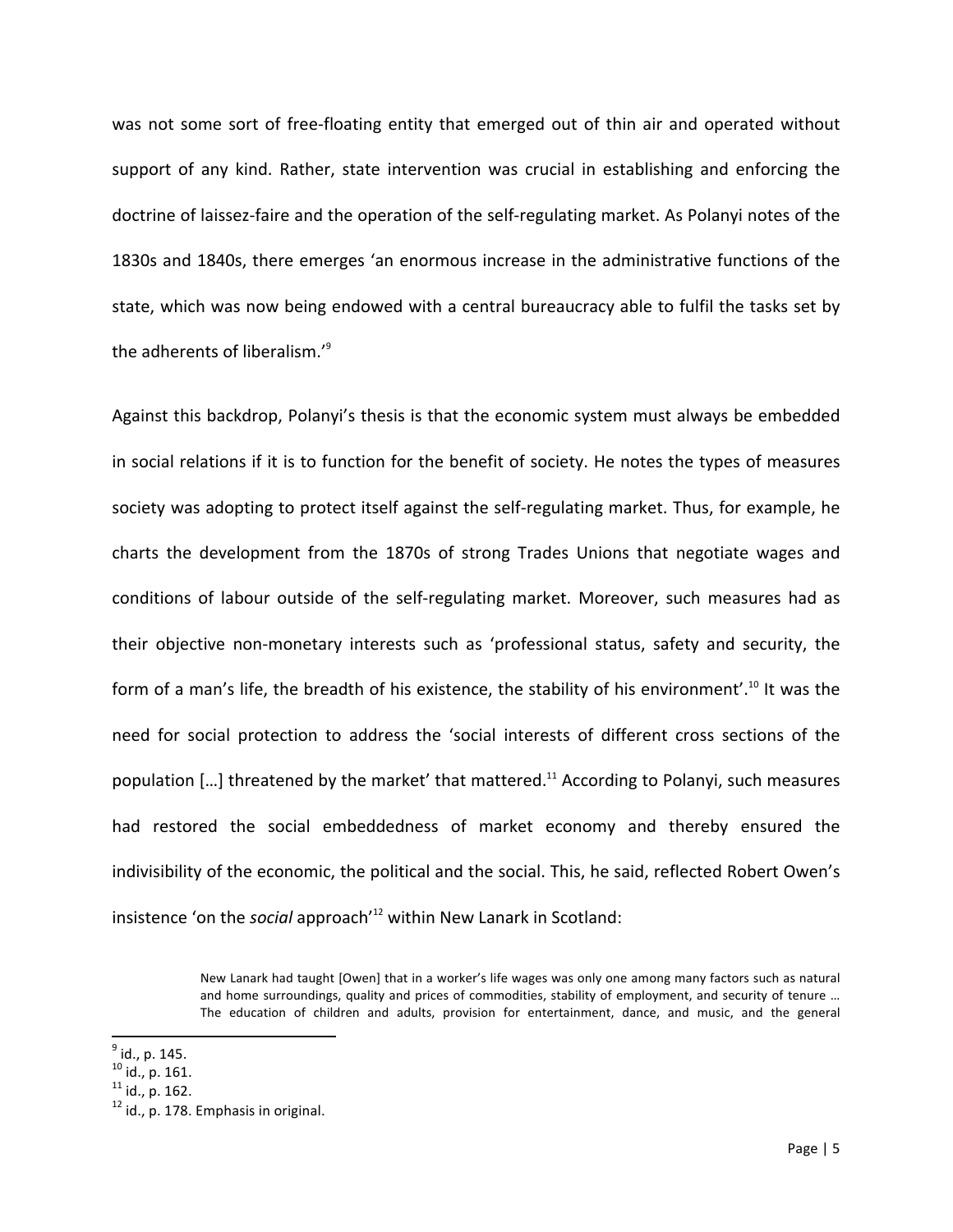was not some sort of free-floating entity that emerged out of thin air and operated without support of any kind. Rather, state intervention was crucial in establishing and enforcing the doctrine of laissez-faire and the operation of the self-regulating market. As Polanyi notes of the 1830s and 1840s, there emerges 'an enormous increase in the administrative functions of the state, which was now being endowed with a central bureaucracy able to fulfil the tasks set by the adherents of liberalism.'[9]

Against this backdrop, Polanyi's thesis is that the economic system must always be embedded in social relations if it is to function for the benefit of society. He notes the types of measures society was adopting to protect itself against the self-regulating market. Thus, for example, he charts the development from the 1870s of strong Trades Unions that negotiate wages and conditions of labour outside of the self-regulating market. Moreover, such measures had as their objective non-monetary interests such as 'professional status, safety and security, the form of a man's life, the breadth of his existence, the stability of his environment'.[10] It was the need for social protection to address the 'social interests of different cross sections of the population […] threatened by the market' that mattered.[11] According to Polanyi, such measures had restored the social embeddedness of market economy and thereby ensured the indivisibility of the economic, the political and the social. This, he said, reflected Robert Owen's insistence 'on the *social* approach'[12] within New Lanark in Scotland:

> New Lanark had taught [Owen] that in a worker's life wages was only one among many factors such as natural and home surroundings, quality and prices of commodities, stability of employment, and security of tenure … The education of children and adults, provision for entertainment, dance, and music, and the general

[9] id., p. 145.
[10] id., p. 161.
[11] id., p. 162.
[12] id., p. 178. Emphasis in original.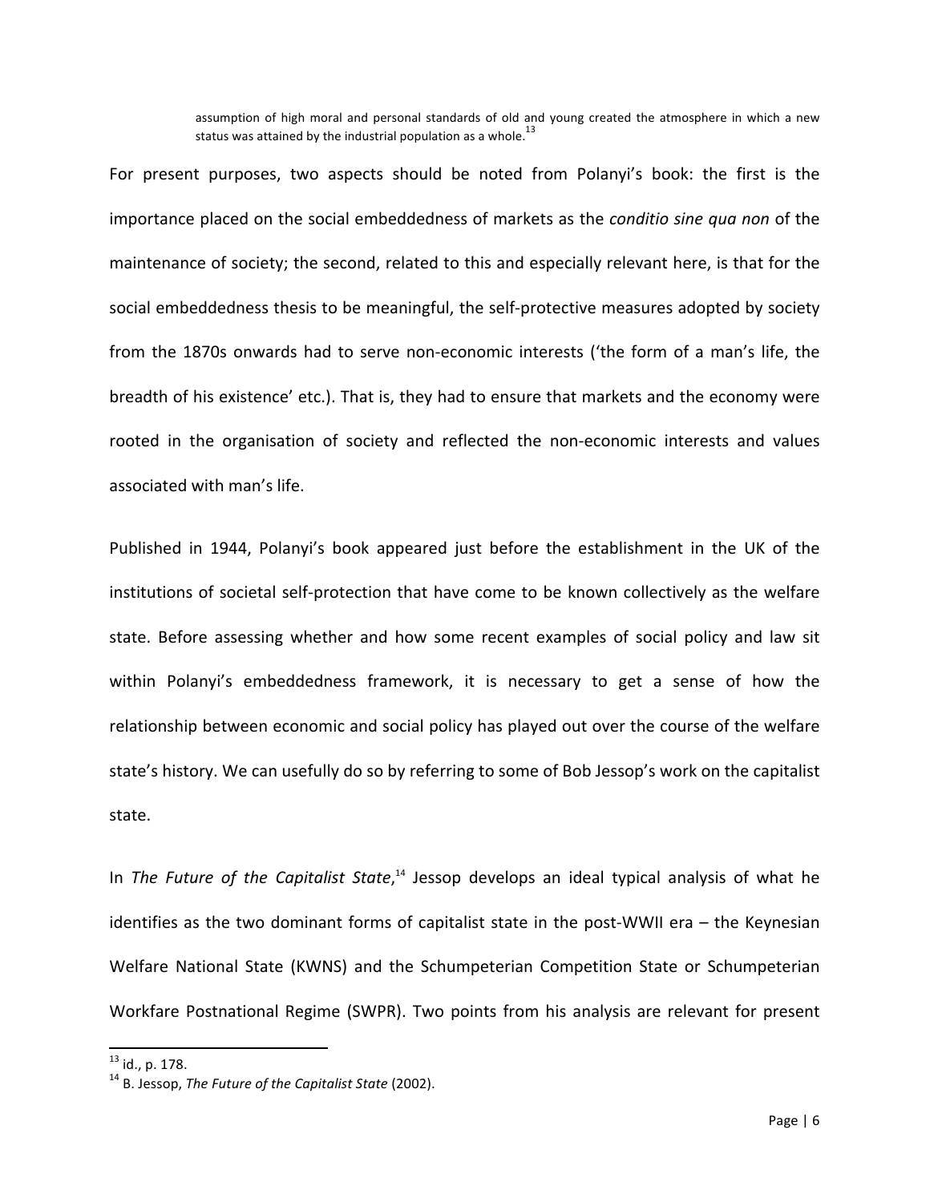> assumption of high moral and personal standards of old and young created the atmosphere in which a new status was attained by the industrial population as a whole.[13]

For present purposes, two aspects should be noted from Polanyi's book: the first is the importance placed on the social embeddedness of markets as the *conditio sine qua non* of the maintenance of society; the second, related to this and especially relevant here, is that for the social embeddedness thesis to be meaningful, the self-protective measures adopted by society from the 1870s onwards had to serve non-economic interests ('the form of a man's life, the breadth of his existence' etc.). That is, they had to ensure that markets and the economy were rooted in the organisation of society and reflected the non-economic interests and values associated with man's life.

Published in 1944, Polanyi's book appeared just before the establishment in the UK of the institutions of societal self-protection that have come to be known collectively as the welfare state. Before assessing whether and how some recent examples of social policy and law sit within Polanyi's embeddedness framework, it is necessary to get a sense of how the relationship between economic and social policy has played out over the course of the welfare state's history. We can usefully do so by referring to some of Bob Jessop's work on the capitalist state.

In *The Future of the Capitalist State*,[14] Jessop develops an ideal typical analysis of what he identifies as the two dominant forms of capitalist state in the post-WWII era – the Keynesian Welfare National State (KWNS) and the Schumpeterian Competition State or Schumpeterian Workfare Postnational Regime (SWPR). Two points from his analysis are relevant for present

---

[13] id., p. 178.

[14] B. Jessop, *The Future of the Capitalist State* (2002).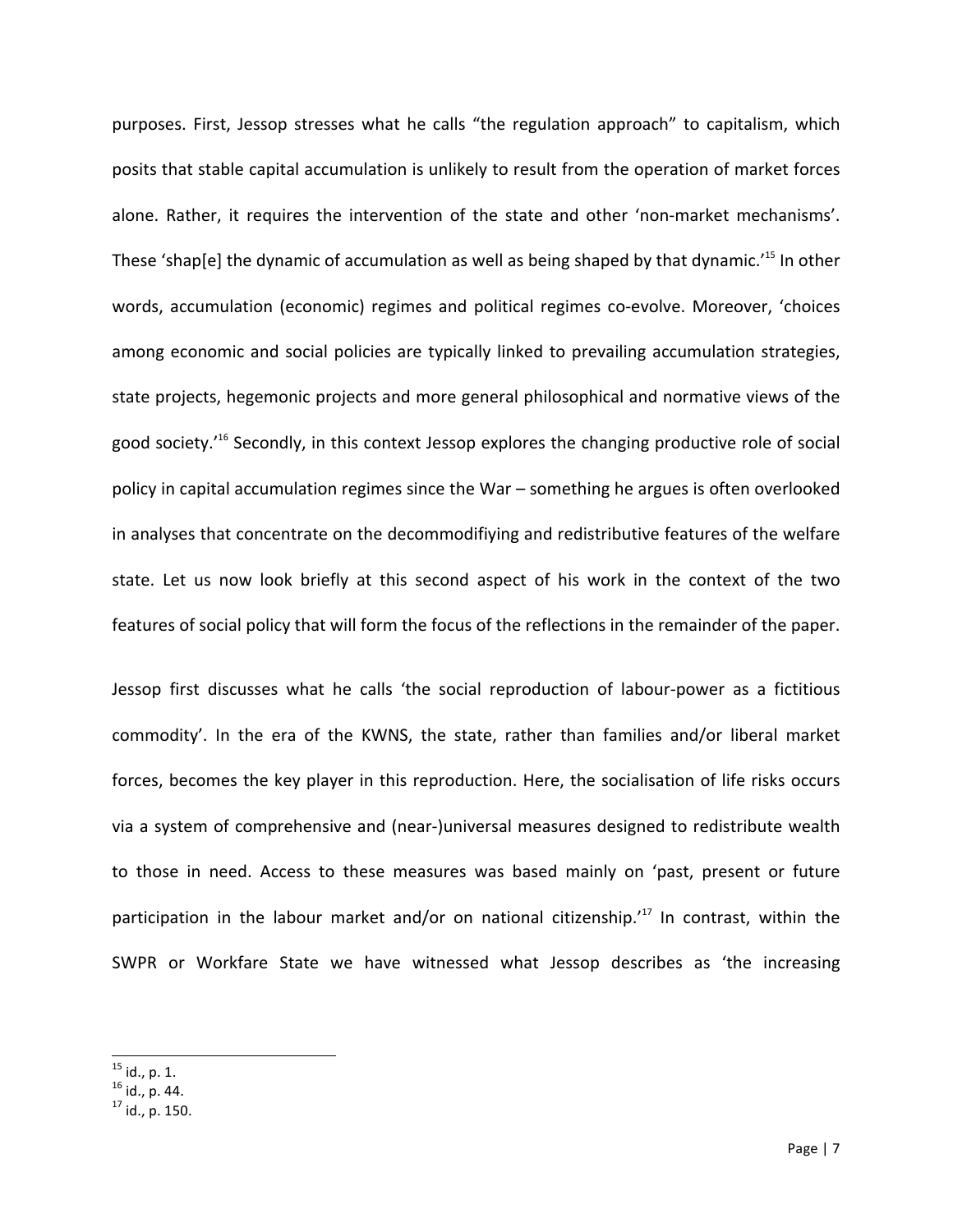purposes. First, Jessop stresses what he calls "the regulation approach" to capitalism, which posits that stable capital accumulation is unlikely to result from the operation of market forces alone. Rather, it requires the intervention of the state and other 'non-market mechanisms'. These 'shap[e] the dynamic of accumulation as well as being shaped by that dynamic.'[15] In other words, accumulation (economic) regimes and political regimes co-evolve. Moreover, 'choices among economic and social policies are typically linked to prevailing accumulation strategies, state projects, hegemonic projects and more general philosophical and normative views of the good society.'[16] Secondly, in this context Jessop explores the changing productive role of social policy in capital accumulation regimes since the War – something he argues is often overlooked in analyses that concentrate on the decommodifiying and redistributive features of the welfare state. Let us now look briefly at this second aspect of his work in the context of the two features of social policy that will form the focus of the reflections in the remainder of the paper.

Jessop first discusses what he calls 'the social reproduction of labour-power as a fictitious commodity'. In the era of the KWNS, the state, rather than families and/or liberal market forces, becomes the key player in this reproduction. Here, the socialisation of life risks occurs via a system of comprehensive and (near-)universal measures designed to redistribute wealth to those in need. Access to these measures was based mainly on 'past, present or future participation in the labour market and/or on national citizenship.'[17] In contrast, within the SWPR or Workfare State we have witnessed what Jessop describes as 'the increasing

[15] id., p. 1.
[16] id., p. 44.
[17] id., p. 150.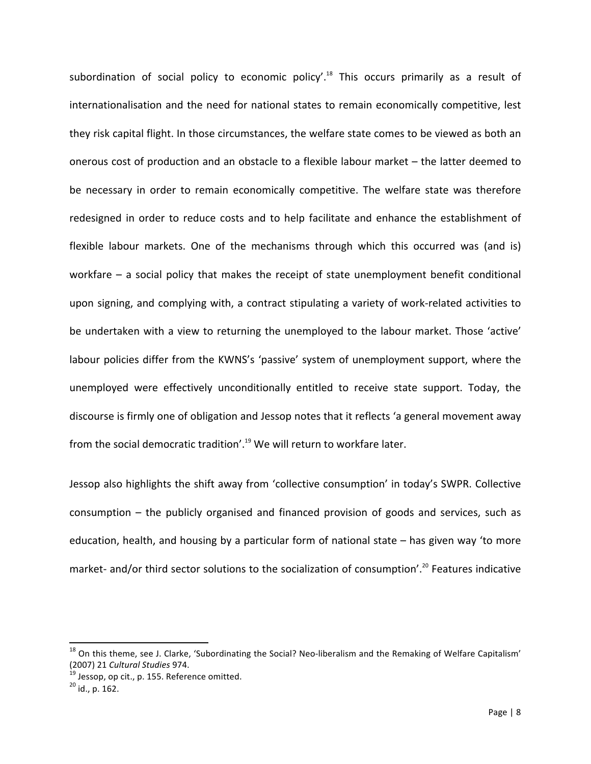subordination of social policy to economic policy'.[18] This occurs primarily as a result of internationalisation and the need for national states to remain economically competitive, lest they risk capital flight. In those circumstances, the welfare state comes to be viewed as both an onerous cost of production and an obstacle to a flexible labour market – the latter deemed to be necessary in order to remain economically competitive. The welfare state was therefore redesigned in order to reduce costs and to help facilitate and enhance the establishment of flexible labour markets. One of the mechanisms through which this occurred was (and is) workfare – a social policy that makes the receipt of state unemployment benefit conditional upon signing, and complying with, a contract stipulating a variety of work-related activities to be undertaken with a view to returning the unemployed to the labour market. Those 'active' labour policies differ from the KWNS's 'passive' system of unemployment support, where the unemployed were effectively unconditionally entitled to receive state support. Today, the discourse is firmly one of obligation and Jessop notes that it reflects 'a general movement away from the social democratic tradition'.[19] We will return to workfare later.

Jessop also highlights the shift away from 'collective consumption' in today's SWPR. Collective consumption – the publicly organised and financed provision of goods and services, such as education, health, and housing by a particular form of national state – has given way 'to more market- and/or third sector solutions to the socialization of consumption'.[20] Features indicative

---

[18] On this theme, see J. Clarke, 'Subordinating the Social? Neo-liberalism and the Remaking of Welfare Capitalism' (2007) 21 *Cultural Studies* 974.

[19] Jessop, op cit., p. 155. Reference omitted.

[20] id., p. 162.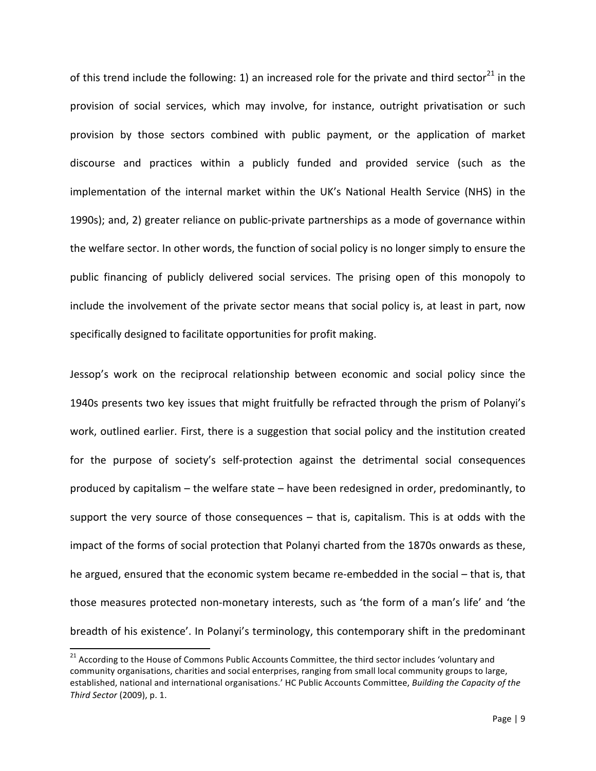of this trend include the following: 1) an increased role for the private and third sector[21] in the provision of social services, which may involve, for instance, outright privatisation or such provision by those sectors combined with public payment, or the application of market discourse and practices within a publicly funded and provided service (such as the implementation of the internal market within the UK's National Health Service (NHS) in the 1990s); and, 2) greater reliance on public-private partnerships as a mode of governance within the welfare sector. In other words, the function of social policy is no longer simply to ensure the public financing of publicly delivered social services. The prising open of this monopoly to include the involvement of the private sector means that social policy is, at least in part, now specifically designed to facilitate opportunities for profit making.

Jessop's work on the reciprocal relationship between economic and social policy since the 1940s presents two key issues that might fruitfully be refracted through the prism of Polanyi's work, outlined earlier. First, there is a suggestion that social policy and the institution created for the purpose of society's self-protection against the detrimental social consequences produced by capitalism – the welfare state – have been redesigned in order, predominantly, to support the very source of those consequences – that is, capitalism. This is at odds with the impact of the forms of social protection that Polanyi charted from the 1870s onwards as these, he argued, ensured that the economic system became re-embedded in the social – that is, that those measures protected non-monetary interests, such as 'the form of a man's life' and 'the breadth of his existence'. In Polanyi's terminology, this contemporary shift in the predominant

[21] According to the House of Commons Public Accounts Committee, the third sector includes 'voluntary and community organisations, charities and social enterprises, ranging from small local community groups to large, established, national and international organisations.' HC Public Accounts Committee, *Building the Capacity of the Third Sector* (2009), p. 1.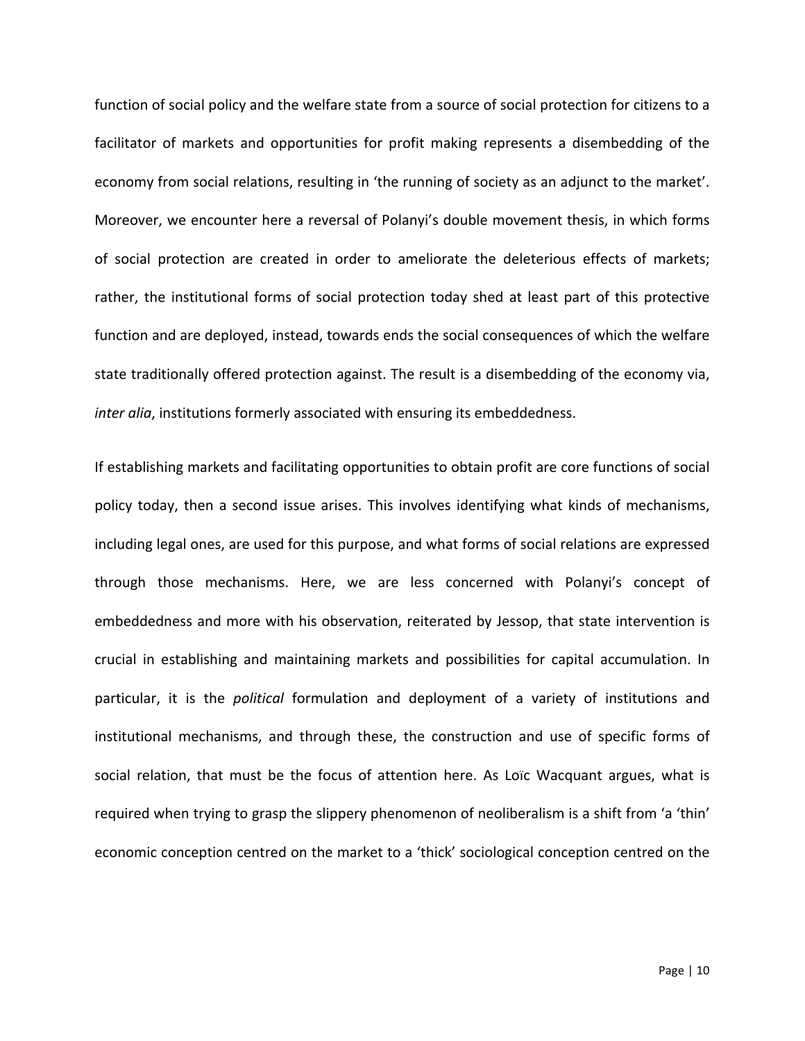function of social policy and the welfare state from a source of social protection for citizens to a facilitator of markets and opportunities for profit making represents a disembedding of the economy from social relations, resulting in 'the running of society as an adjunct to the market'. Moreover, we encounter here a reversal of Polanyi's double movement thesis, in which forms of social protection are created in order to ameliorate the deleterious effects of markets; rather, the institutional forms of social protection today shed at least part of this protective function and are deployed, instead, towards ends the social consequences of which the welfare state traditionally offered protection against. The result is a disembedding of the economy via, *inter alia*, institutions formerly associated with ensuring its embeddedness.

If establishing markets and facilitating opportunities to obtain profit are core functions of social policy today, then a second issue arises. This involves identifying what kinds of mechanisms, including legal ones, are used for this purpose, and what forms of social relations are expressed through those mechanisms. Here, we are less concerned with Polanyi's concept of embeddedness and more with his observation, reiterated by Jessop, that state intervention is crucial in establishing and maintaining markets and possibilities for capital accumulation. In particular, it is the *political* formulation and deployment of a variety of institutions and institutional mechanisms, and through these, the construction and use of specific forms of social relation, that must be the focus of attention here. As Loïc Wacquant argues, what is required when trying to grasp the slippery phenomenon of neoliberalism is a shift from 'a 'thin' economic conception centred on the market to a 'thick' sociological conception centred on the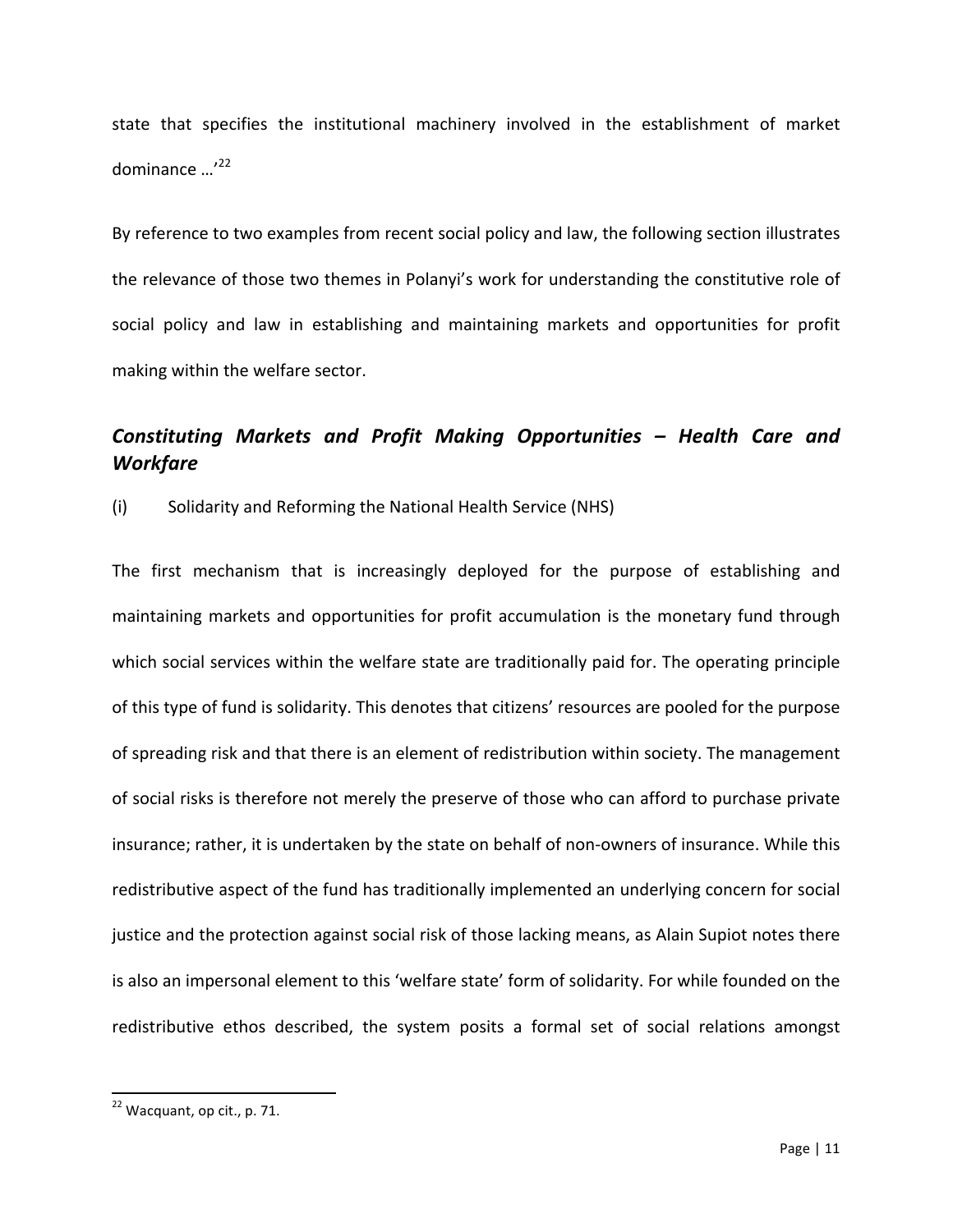state that specifies the institutional machinery involved in the establishment of market dominance …'[22]

By reference to two examples from recent social policy and law, the following section illustrates the relevance of those two themes in Polanyi's work for understanding the constitutive role of social policy and law in establishing and maintaining markets and opportunities for profit making within the welfare sector.

## *Constituting Markets and Profit Making Opportunities – Health Care and Workfare*

(i) Solidarity and Reforming the National Health Service (NHS)

The first mechanism that is increasingly deployed for the purpose of establishing and maintaining markets and opportunities for profit accumulation is the monetary fund through which social services within the welfare state are traditionally paid for. The operating principle of this type of fund is solidarity. This denotes that citizens' resources are pooled for the purpose of spreading risk and that there is an element of redistribution within society. The management of social risks is therefore not merely the preserve of those who can afford to purchase private insurance; rather, it is undertaken by the state on behalf of non-owners of insurance. While this redistributive aspect of the fund has traditionally implemented an underlying concern for social justice and the protection against social risk of those lacking means, as Alain Supiot notes there is also an impersonal element to this 'welfare state' form of solidarity. For while founded on the redistributive ethos described, the system posits a formal set of social relations amongst

---

[22] Wacquant, op cit., p. 71.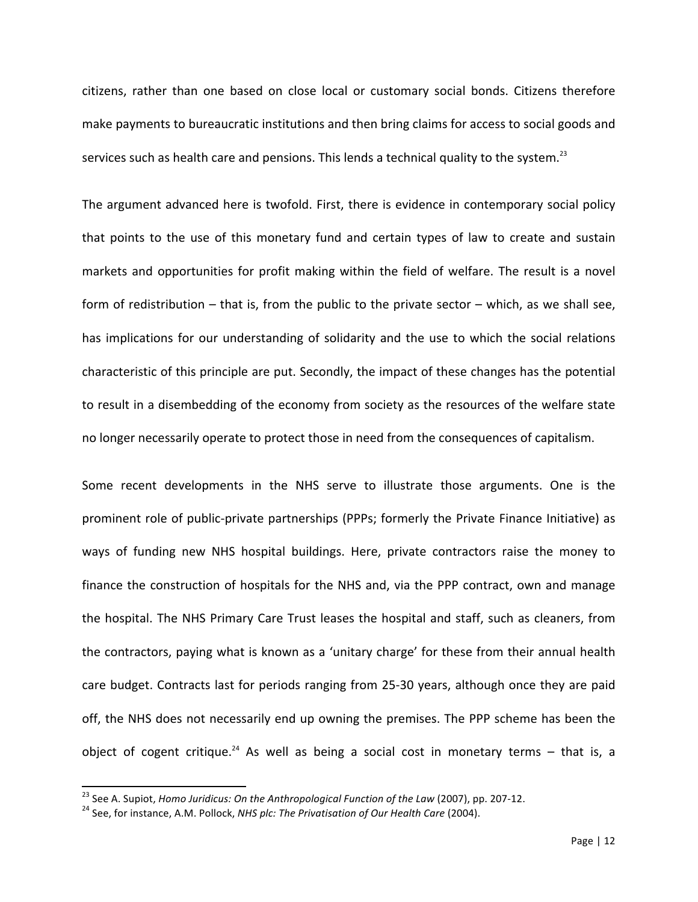citizens, rather than one based on close local or customary social bonds. Citizens therefore make payments to bureaucratic institutions and then bring claims for access to social goods and services such as health care and pensions. This lends a technical quality to the system.[23]

The argument advanced here is twofold. First, there is evidence in contemporary social policy that points to the use of this monetary fund and certain types of law to create and sustain markets and opportunities for profit making within the field of welfare. The result is a novel form of redistribution – that is, from the public to the private sector – which, as we shall see, has implications for our understanding of solidarity and the use to which the social relations characteristic of this principle are put. Secondly, the impact of these changes has the potential to result in a disembedding of the economy from society as the resources of the welfare state no longer necessarily operate to protect those in need from the consequences of capitalism.

Some recent developments in the NHS serve to illustrate those arguments. One is the prominent role of public-private partnerships (PPPs; formerly the Private Finance Initiative) as ways of funding new NHS hospital buildings. Here, private contractors raise the money to finance the construction of hospitals for the NHS and, via the PPP contract, own and manage the hospital. The NHS Primary Care Trust leases the hospital and staff, such as cleaners, from the contractors, paying what is known as a 'unitary charge' for these from their annual health care budget. Contracts last for periods ranging from 25-30 years, although once they are paid off, the NHS does not necessarily end up owning the premises. The PPP scheme has been the object of cogent critique.[24] As well as being a social cost in monetary terms – that is, a

[23] See A. Supiot, *Homo Juridicus: On the Anthropological Function of the Law* (2007), pp. 207-12.

[24] See, for instance, A.M. Pollock, *NHS plc: The Privatisation of Our Health Care* (2004).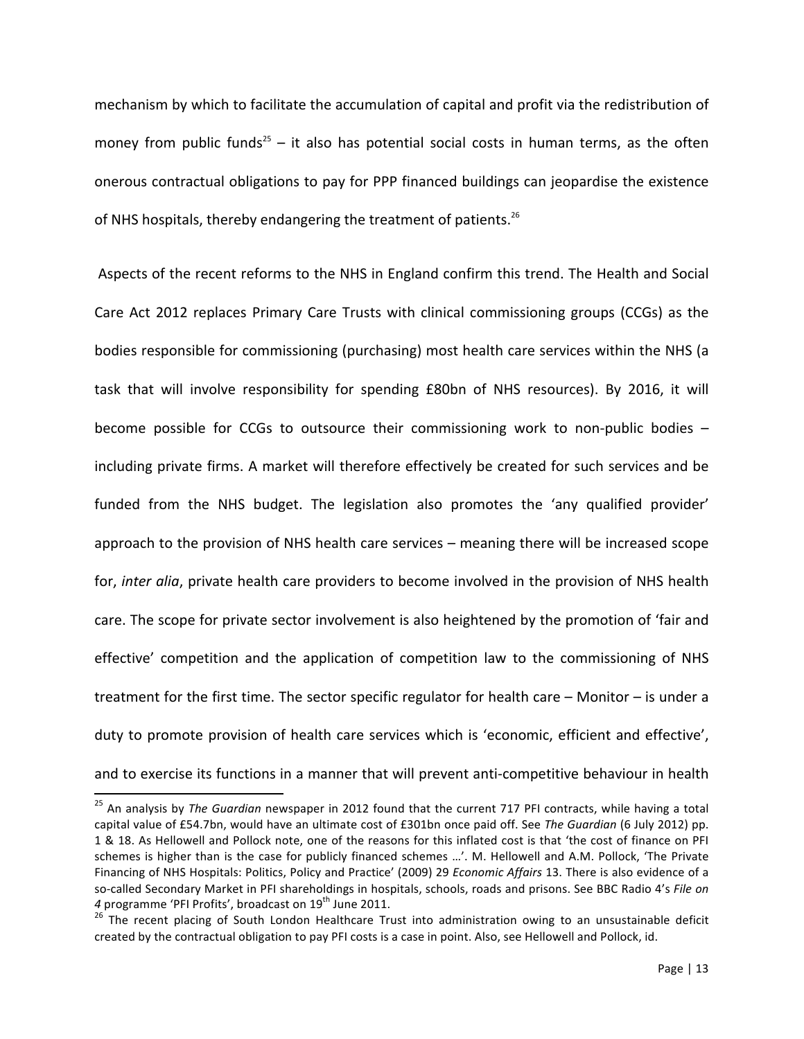mechanism by which to facilitate the accumulation of capital and profit via the redistribution of money from public funds[25] – it also has potential social costs in human terms, as the often onerous contractual obligations to pay for PPP financed buildings can jeopardise the existence of NHS hospitals, thereby endangering the treatment of patients.[26]

Aspects of the recent reforms to the NHS in England confirm this trend. The Health and Social Care Act 2012 replaces Primary Care Trusts with clinical commissioning groups (CCGs) as the bodies responsible for commissioning (purchasing) most health care services within the NHS (a task that will involve responsibility for spending £80bn of NHS resources). By 2016, it will become possible for CCGs to outsource their commissioning work to non-public bodies – including private firms. A market will therefore effectively be created for such services and be funded from the NHS budget. The legislation also promotes the 'any qualified provider' approach to the provision of NHS health care services – meaning there will be increased scope for, *inter alia*, private health care providers to become involved in the provision of NHS health care. The scope for private sector involvement is also heightened by the promotion of 'fair and effective' competition and the application of competition law to the commissioning of NHS treatment for the first time. The sector specific regulator for health care – Monitor – is under a duty to promote provision of health care services which is 'economic, efficient and effective', and to exercise its functions in a manner that will prevent anti-competitive behaviour in health

---

[25] An analysis by *The Guardian* newspaper in 2012 found that the current 717 PFI contracts, while having a total capital value of £54.7bn, would have an ultimate cost of £301bn once paid off. See *The Guardian* (6 July 2012) pp. 1 & 18. As Hellowell and Pollock note, one of the reasons for this inflated cost is that 'the cost of finance on PFI schemes is higher than is the case for publicly financed schemes …'. M. Hellowell and A.M. Pollock, 'The Private Financing of NHS Hospitals: Politics, Policy and Practice' (2009) 29 *Economic Affairs* 13. There is also evidence of a so-called Secondary Market in PFI shareholdings in hospitals, schools, roads and prisons. See BBC Radio 4's *File on 4* programme 'PFI Profits', broadcast on 19th June 2011.

[26] The recent placing of South London Healthcare Trust into administration owing to an unsustainable deficit created by the contractual obligation to pay PFI costs is a case in point. Also, see Hellowell and Pollock, id.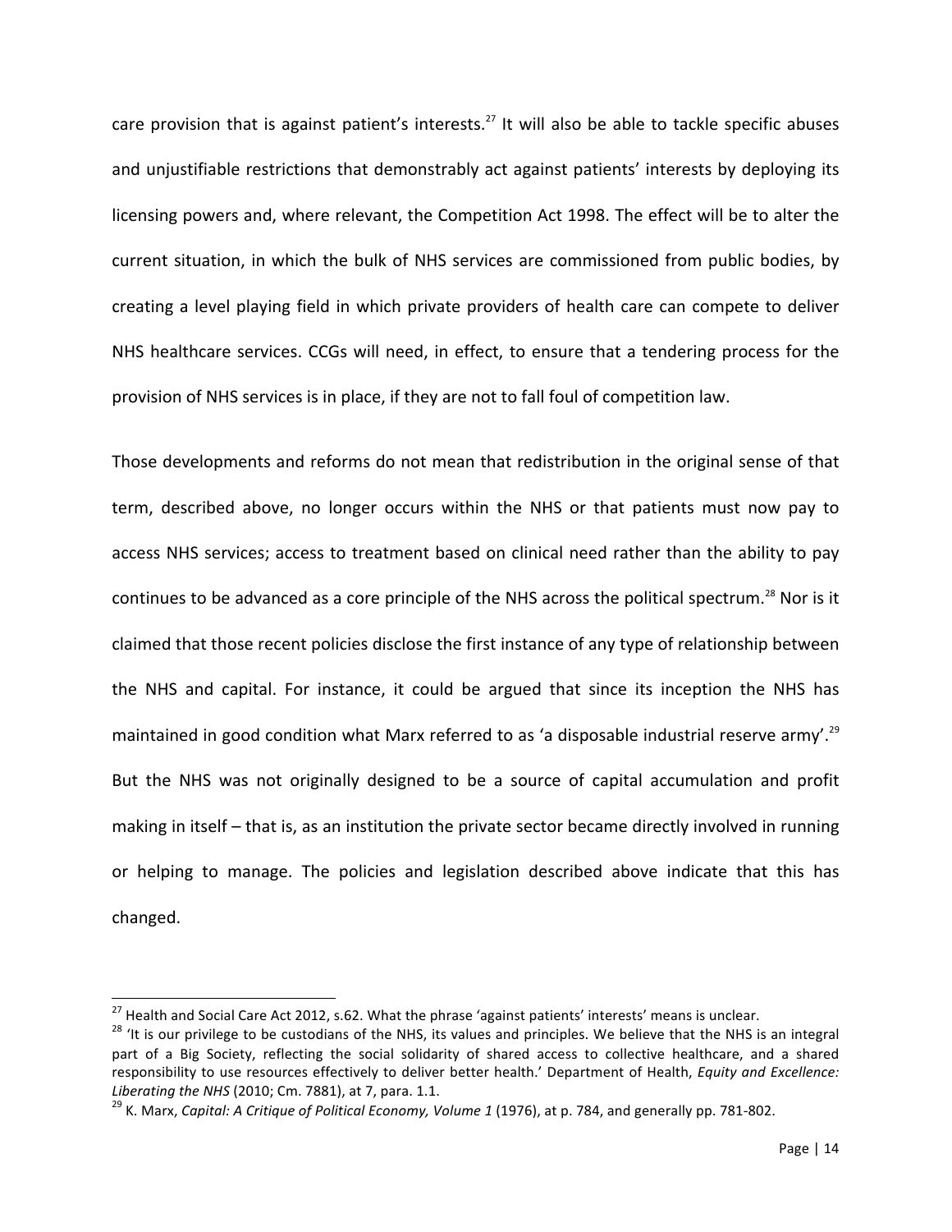care provision that is against patient's interests.[27] It will also be able to tackle specific abuses and unjustifiable restrictions that demonstrably act against patients' interests by deploying its licensing powers and, where relevant, the Competition Act 1998. The effect will be to alter the current situation, in which the bulk of NHS services are commissioned from public bodies, by creating a level playing field in which private providers of health care can compete to deliver NHS healthcare services. CCGs will need, in effect, to ensure that a tendering process for the provision of NHS services is in place, if they are not to fall foul of competition law.

Those developments and reforms do not mean that redistribution in the original sense of that term, described above, no longer occurs within the NHS or that patients must now pay to access NHS services; access to treatment based on clinical need rather than the ability to pay continues to be advanced as a core principle of the NHS across the political spectrum.[28] Nor is it claimed that those recent policies disclose the first instance of any type of relationship between the NHS and capital. For instance, it could be argued that since its inception the NHS has maintained in good condition what Marx referred to as 'a disposable industrial reserve army'.[29] But the NHS was not originally designed to be a source of capital accumulation and profit making in itself – that is, as an institution the private sector became directly involved in running or helping to manage. The policies and legislation described above indicate that this has changed.

---

[27] Health and Social Care Act 2012, s.62. What the phrase 'against patients' interests' means is unclear.

[28] 'It is our privilege to be custodians of the NHS, its values and principles. We believe that the NHS is an integral part of a Big Society, reflecting the social solidarity of shared access to collective healthcare, and a shared responsibility to use resources effectively to deliver better health.' Department of Health, *Equity and Excellence: Liberating the NHS* (2010; Cm. 7881), at 7, para. 1.1.

[29] K. Marx, *Capital: A Critique of Political Economy, Volume 1* (1976), at p. 784, and generally pp. 781-802.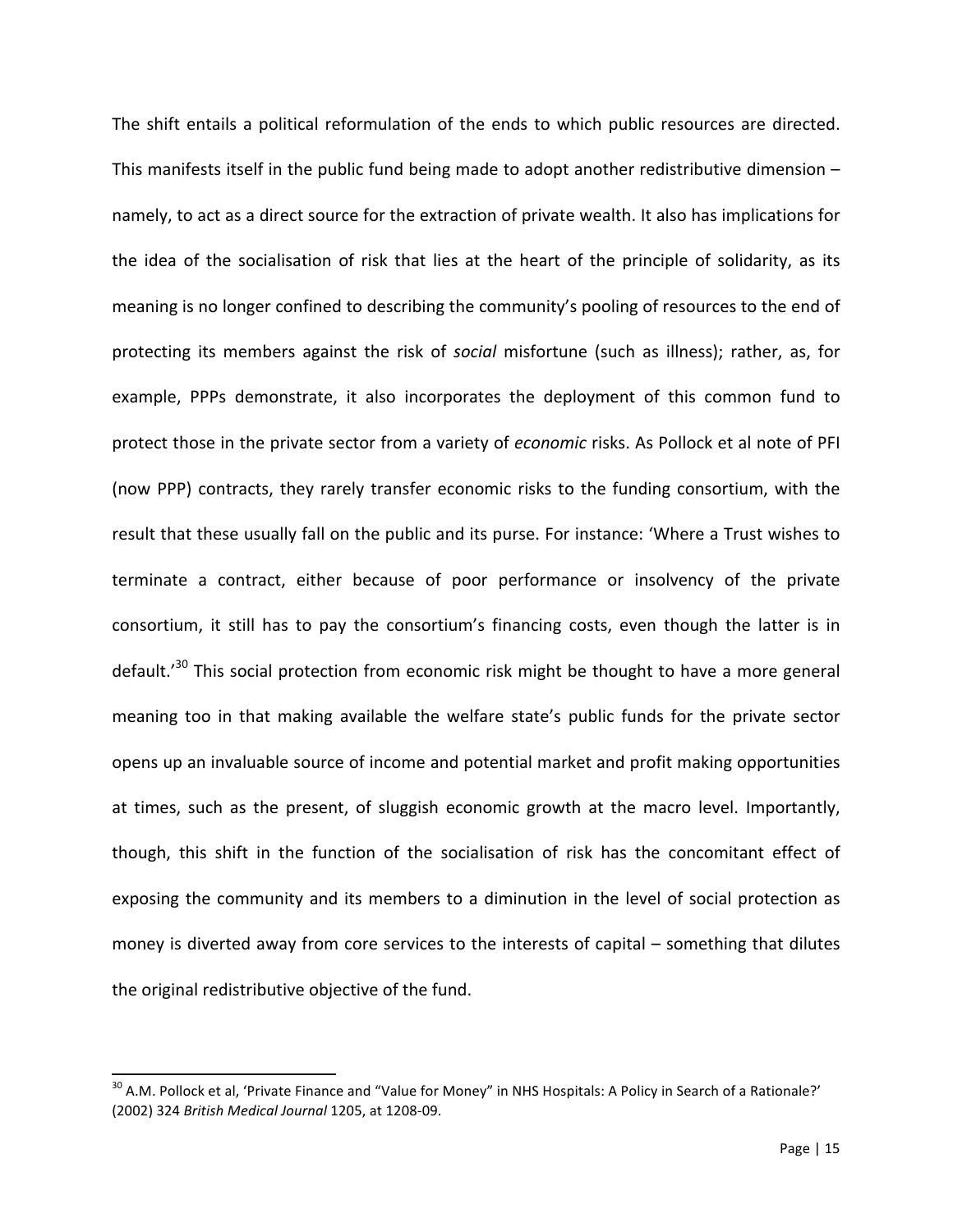The shift entails a political reformulation of the ends to which public resources are directed. This manifests itself in the public fund being made to adopt another redistributive dimension – namely, to act as a direct source for the extraction of private wealth. It also has implications for the idea of the socialisation of risk that lies at the heart of the principle of solidarity, as its meaning is no longer confined to describing the community's pooling of resources to the end of protecting its members against the risk of *social* misfortune (such as illness); rather, as, for example, PPPs demonstrate, it also incorporates the deployment of this common fund to protect those in the private sector from a variety of *economic* risks. As Pollock et al note of PFI (now PPP) contracts, they rarely transfer economic risks to the funding consortium, with the result that these usually fall on the public and its purse. For instance: 'Where a Trust wishes to terminate a contract, either because of poor performance or insolvency of the private consortium, it still has to pay the consortium's financing costs, even though the latter is in default.'[30] This social protection from economic risk might be thought to have a more general meaning too in that making available the welfare state's public funds for the private sector opens up an invaluable source of income and potential market and profit making opportunities at times, such as the present, of sluggish economic growth at the macro level. Importantly, though, this shift in the function of the socialisation of risk has the concomitant effect of exposing the community and its members to a diminution in the level of social protection as money is diverted away from core services to the interests of capital – something that dilutes the original redistributive objective of the fund.

---

[30] A.M. Pollock et al, 'Private Finance and "Value for Money" in NHS Hospitals: A Policy in Search of a Rationale?' (2002) 324 *British Medical Journal* 1205, at 1208-09.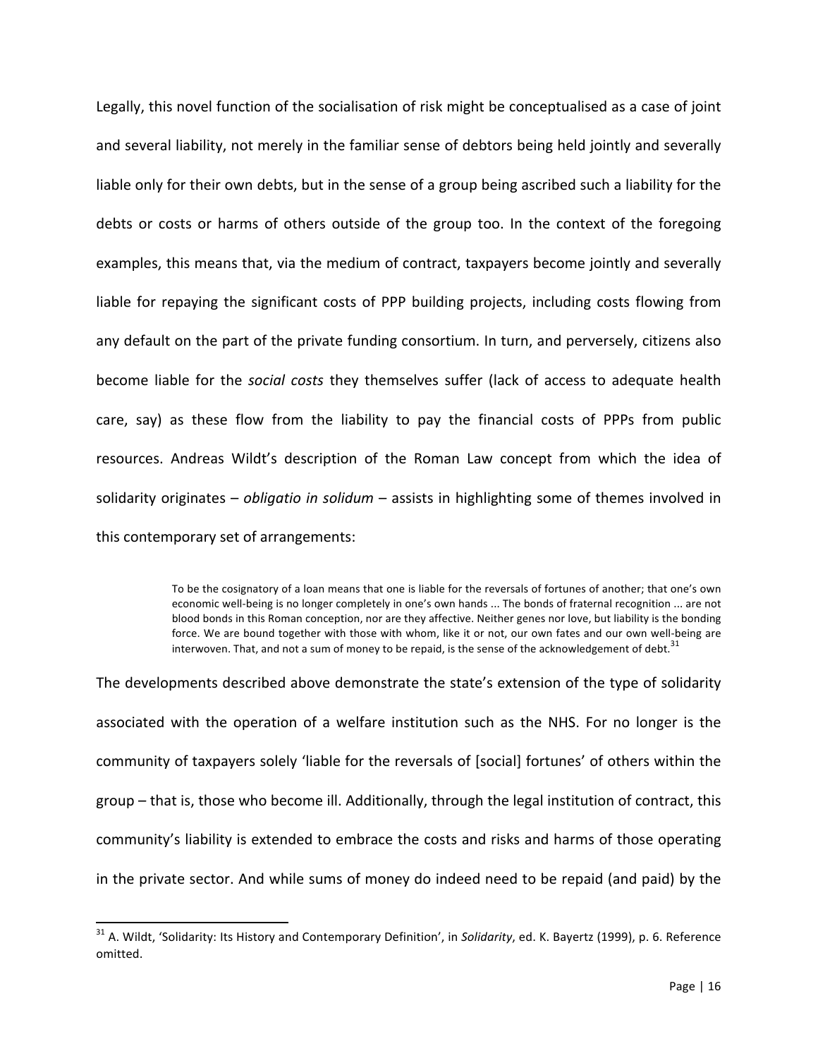Legally, this novel function of the socialisation of risk might be conceptualised as a case of joint and several liability, not merely in the familiar sense of debtors being held jointly and severally liable only for their own debts, but in the sense of a group being ascribed such a liability for the debts or costs or harms of others outside of the group too. In the context of the foregoing examples, this means that, via the medium of contract, taxpayers become jointly and severally liable for repaying the significant costs of PPP building projects, including costs flowing from any default on the part of the private funding consortium. In turn, and perversely, citizens also become liable for the *social costs* they themselves suffer (lack of access to adequate health care, say) as these flow from the liability to pay the financial costs of PPPs from public resources. Andreas Wildt's description of the Roman Law concept from which the idea of solidarity originates – *obligatio in solidum* – assists in highlighting some of themes involved in this contemporary set of arrangements:

> To be the cosignatory of a loan means that one is liable for the reversals of fortunes of another; that one's own economic well-being is no longer completely in one's own hands ... The bonds of fraternal recognition ... are not blood bonds in this Roman conception, nor are they affective. Neither genes nor love, but liability is the bonding force. We are bound together with those with whom, like it or not, our own fates and our own well-being are interwoven. That, and not a sum of money to be repaid, is the sense of the acknowledgement of debt.[31]

The developments described above demonstrate the state's extension of the type of solidarity associated with the operation of a welfare institution such as the NHS. For no longer is the community of taxpayers solely 'liable for the reversals of [social] fortunes' of others within the group – that is, those who become ill. Additionally, through the legal institution of contract, this community's liability is extended to embrace the costs and risks and harms of those operating in the private sector. And while sums of money do indeed need to be repaid (and paid) by the

---

[31] A. Wildt, 'Solidarity: Its History and Contemporary Definition', in *Solidarity*, ed. K. Bayertz (1999), p. 6. Reference omitted.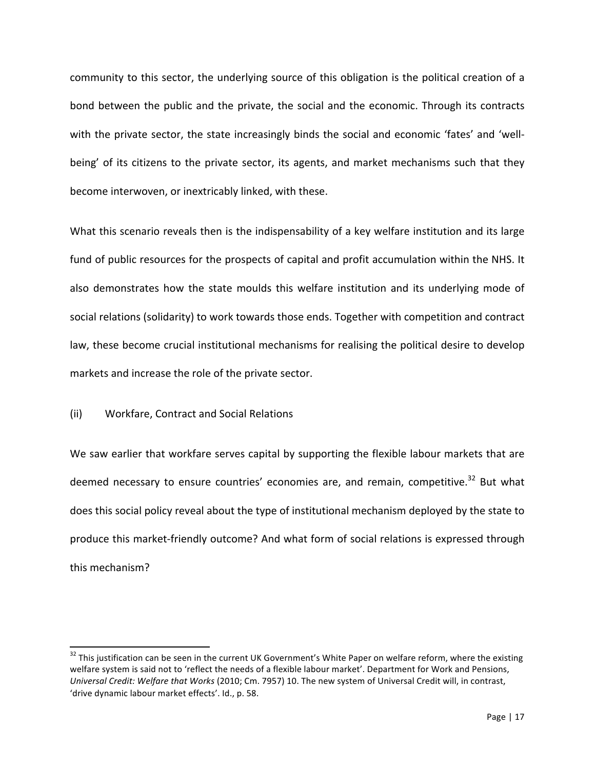community to this sector, the underlying source of this obligation is the political creation of a bond between the public and the private, the social and the economic. Through its contracts with the private sector, the state increasingly binds the social and economic 'fates' and 'well-being' of its citizens to the private sector, its agents, and market mechanisms such that they become interwoven, or inextricably linked, with these.

What this scenario reveals then is the indispensability of a key welfare institution and its large fund of public resources for the prospects of capital and profit accumulation within the NHS. It also demonstrates how the state moulds this welfare institution and its underlying mode of social relations (solidarity) to work towards those ends. Together with competition and contract law, these become crucial institutional mechanisms for realising the political desire to develop markets and increase the role of the private sector.

### (ii) Workfare, Contract and Social Relations

We saw earlier that workfare serves capital by supporting the flexible labour markets that are deemed necessary to ensure countries' economies are, and remain, competitive.[32] But what does this social policy reveal about the type of institutional mechanism deployed by the state to produce this market-friendly outcome? And what form of social relations is expressed through this mechanism?

---

[32] This justification can be seen in the current UK Government's White Paper on welfare reform, where the existing welfare system is said not to 'reflect the needs of a flexible labour market'. Department for Work and Pensions, *Universal Credit: Welfare that Works* (2010; Cm. 7957) 10. The new system of Universal Credit will, in contrast, 'drive dynamic labour market effects'. Id., p. 58.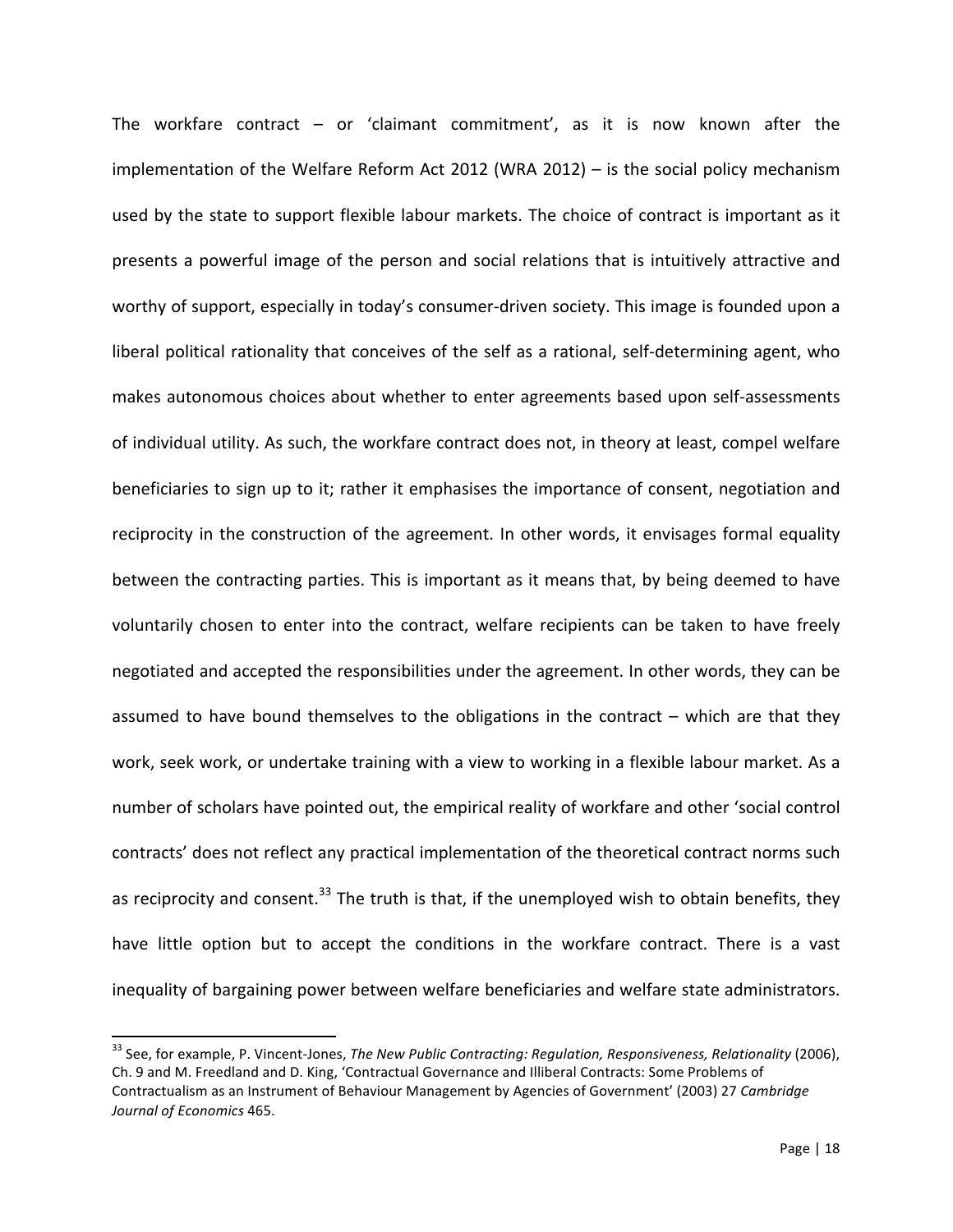The workfare contract – or 'claimant commitment', as it is now known after the implementation of the Welfare Reform Act 2012 (WRA 2012) – is the social policy mechanism used by the state to support flexible labour markets. The choice of contract is important as it presents a powerful image of the person and social relations that is intuitively attractive and worthy of support, especially in today's consumer-driven society. This image is founded upon a liberal political rationality that conceives of the self as a rational, self-determining agent, who makes autonomous choices about whether to enter agreements based upon self-assessments of individual utility. As such, the workfare contract does not, in theory at least, compel welfare beneficiaries to sign up to it; rather it emphasises the importance of consent, negotiation and reciprocity in the construction of the agreement. In other words, it envisages formal equality between the contracting parties. This is important as it means that, by being deemed to have voluntarily chosen to enter into the contract, welfare recipients can be taken to have freely negotiated and accepted the responsibilities under the agreement. In other words, they can be assumed to have bound themselves to the obligations in the contract – which are that they work, seek work, or undertake training with a view to working in a flexible labour market. As a number of scholars have pointed out, the empirical reality of workfare and other 'social control contracts' does not reflect any practical implementation of the theoretical contract norms such as reciprocity and consent.[33] The truth is that, if the unemployed wish to obtain benefits, they have little option but to accept the conditions in the workfare contract. There is a vast inequality of bargaining power between welfare beneficiaries and welfare state administrators.

---

[33] See, for example, P. Vincent-Jones, *The New Public Contracting: Regulation, Responsiveness, Relationality* (2006), Ch. 9 and M. Freedland and D. King, 'Contractual Governance and Illiberal Contracts: Some Problems of Contractualism as an Instrument of Behaviour Management by Agencies of Government' (2003) 27 *Cambridge Journal of Economics* 465.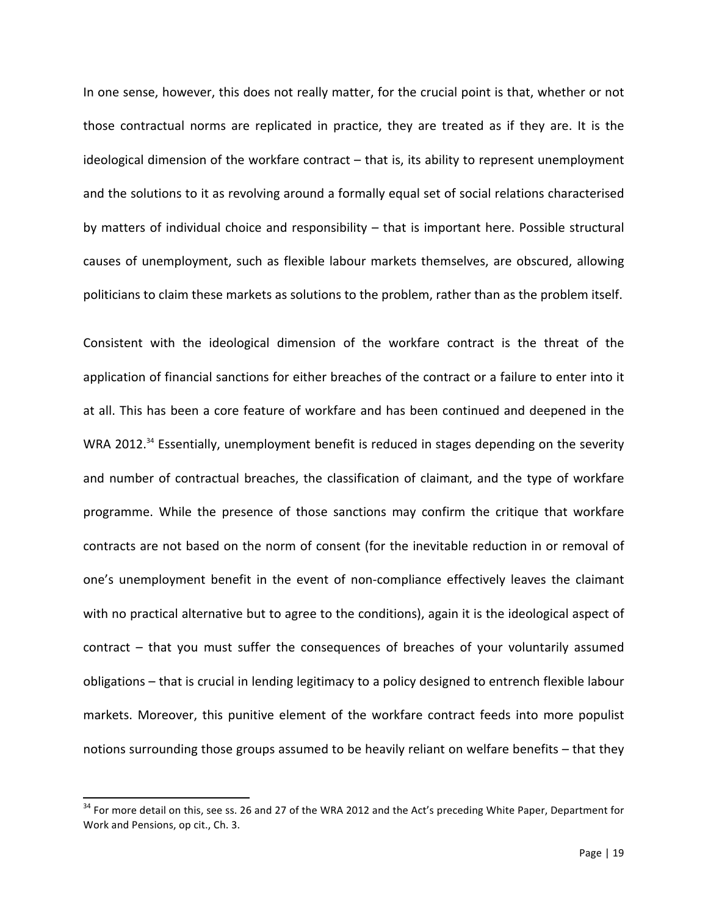In one sense, however, this does not really matter, for the crucial point is that, whether or not those contractual norms are replicated in practice, they are treated as if they are. It is the ideological dimension of the workfare contract – that is, its ability to represent unemployment and the solutions to it as revolving around a formally equal set of social relations characterised by matters of individual choice and responsibility – that is important here. Possible structural causes of unemployment, such as flexible labour markets themselves, are obscured, allowing politicians to claim these markets as solutions to the problem, rather than as the problem itself.

Consistent with the ideological dimension of the workfare contract is the threat of the application of financial sanctions for either breaches of the contract or a failure to enter into it at all. This has been a core feature of workfare and has been continued and deepened in the WRA 2012.[34] Essentially, unemployment benefit is reduced in stages depending on the severity and number of contractual breaches, the classification of claimant, and the type of workfare programme. While the presence of those sanctions may confirm the critique that workfare contracts are not based on the norm of consent (for the inevitable reduction in or removal of one's unemployment benefit in the event of non-compliance effectively leaves the claimant with no practical alternative but to agree to the conditions), again it is the ideological aspect of contract – that you must suffer the consequences of breaches of your voluntarily assumed obligations – that is crucial in lending legitimacy to a policy designed to entrench flexible labour markets. Moreover, this punitive element of the workfare contract feeds into more populist notions surrounding those groups assumed to be heavily reliant on welfare benefits – that they

---

[34] For more detail on this, see ss. 26 and 27 of the WRA 2012 and the Act's preceding White Paper, Department for Work and Pensions, op cit., Ch. 3.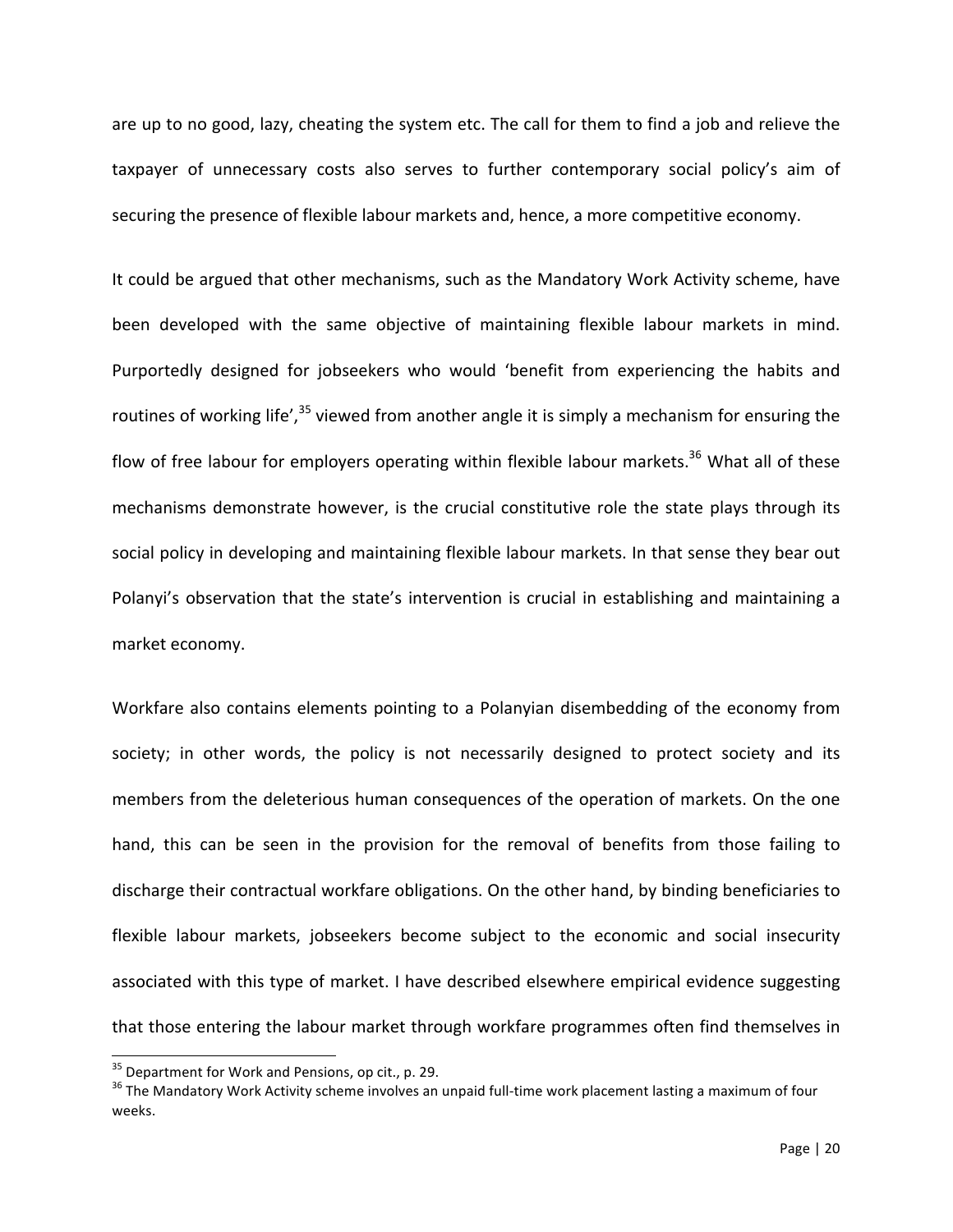are up to no good, lazy, cheating the system etc. The call for them to find a job and relieve the taxpayer of unnecessary costs also serves to further contemporary social policy's aim of securing the presence of flexible labour markets and, hence, a more competitive economy.

It could be argued that other mechanisms, such as the Mandatory Work Activity scheme, have been developed with the same objective of maintaining flexible labour markets in mind. Purportedly designed for jobseekers who would 'benefit from experiencing the habits and routines of working life',[35] viewed from another angle it is simply a mechanism for ensuring the flow of free labour for employers operating within flexible labour markets.[36] What all of these mechanisms demonstrate however, is the crucial constitutive role the state plays through its social policy in developing and maintaining flexible labour markets. In that sense they bear out Polanyi's observation that the state's intervention is crucial in establishing and maintaining a market economy.

Workfare also contains elements pointing to a Polanyian disembedding of the economy from society; in other words, the policy is not necessarily designed to protect society and its members from the deleterious human consequences of the operation of markets. On the one hand, this can be seen in the provision for the removal of benefits from those failing to discharge their contractual workfare obligations. On the other hand, by binding beneficiaries to flexible labour markets, jobseekers become subject to the economic and social insecurity associated with this type of market. I have described elsewhere empirical evidence suggesting that those entering the labour market through workfare programmes often find themselves in

[35] Department for Work and Pensions, op cit., p. 29.

[36] The Mandatory Work Activity scheme involves an unpaid full-time work placement lasting a maximum of four weeks.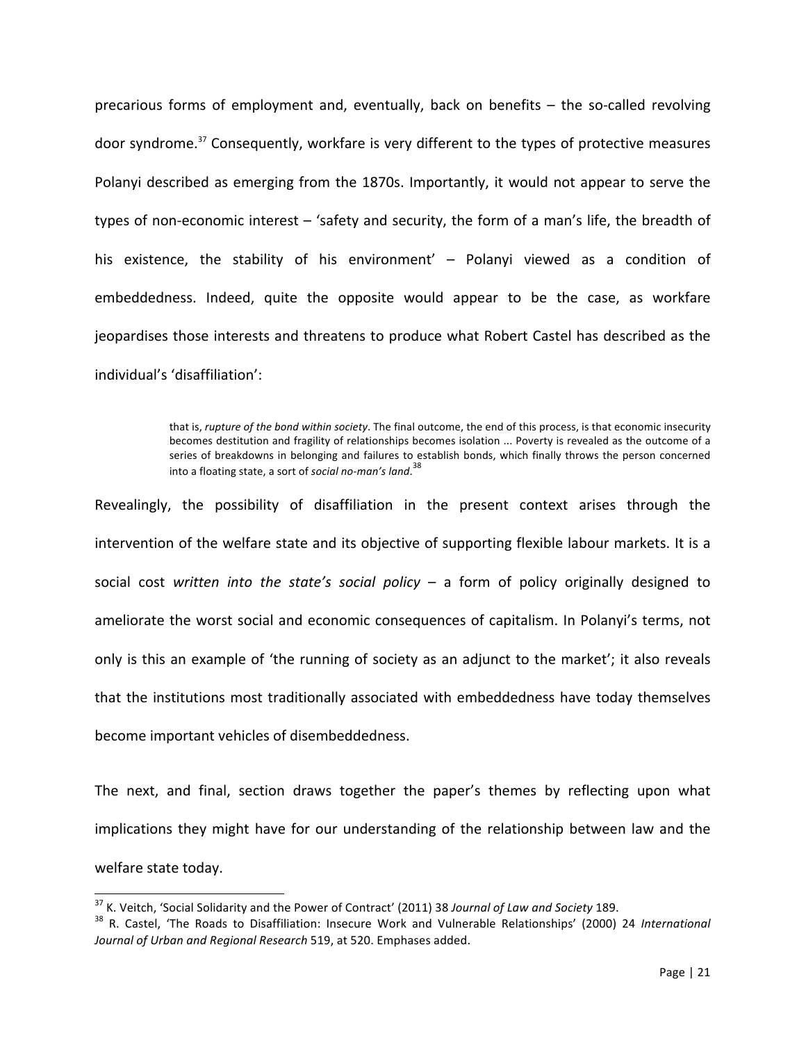precarious forms of employment and, eventually, back on benefits – the so-called revolving door syndrome.[37] Consequently, workfare is very different to the types of protective measures Polanyi described as emerging from the 1870s. Importantly, it would not appear to serve the types of non-economic interest – 'safety and security, the form of a man's life, the breadth of his existence, the stability of his environment' – Polanyi viewed as a condition of embeddedness. Indeed, quite the opposite would appear to be the case, as workfare jeopardises those interests and threatens to produce what Robert Castel has described as the individual's 'disaffiliation':

> that is, *rupture of the bond within society*. The final outcome, the end of this process, is that economic insecurity becomes destitution and fragility of relationships becomes isolation ... Poverty is revealed as the outcome of a series of breakdowns in belonging and failures to establish bonds, which finally throws the person concerned into a floating state, a sort of *social no-man's land*.[38]

Revealingly, the possibility of disaffiliation in the present context arises through the intervention of the welfare state and its objective of supporting flexible labour markets. It is a social cost *written into the state's social policy* – a form of policy originally designed to ameliorate the worst social and economic consequences of capitalism. In Polanyi's terms, not only is this an example of 'the running of society as an adjunct to the market'; it also reveals that the institutions most traditionally associated with embeddedness have today themselves become important vehicles of disembeddedness.

The next, and final, section draws together the paper's themes by reflecting upon what implications they might have for our understanding of the relationship between law and the welfare state today.

---

[37] K. Veitch, 'Social Solidarity and the Power of Contract' (2011) 38 *Journal of Law and Society* 189.

[38] R. Castel, 'The Roads to Disaffiliation: Insecure Work and Vulnerable Relationships' (2000) 24 *International Journal of Urban and Regional Research* 519, at 520. Emphases added.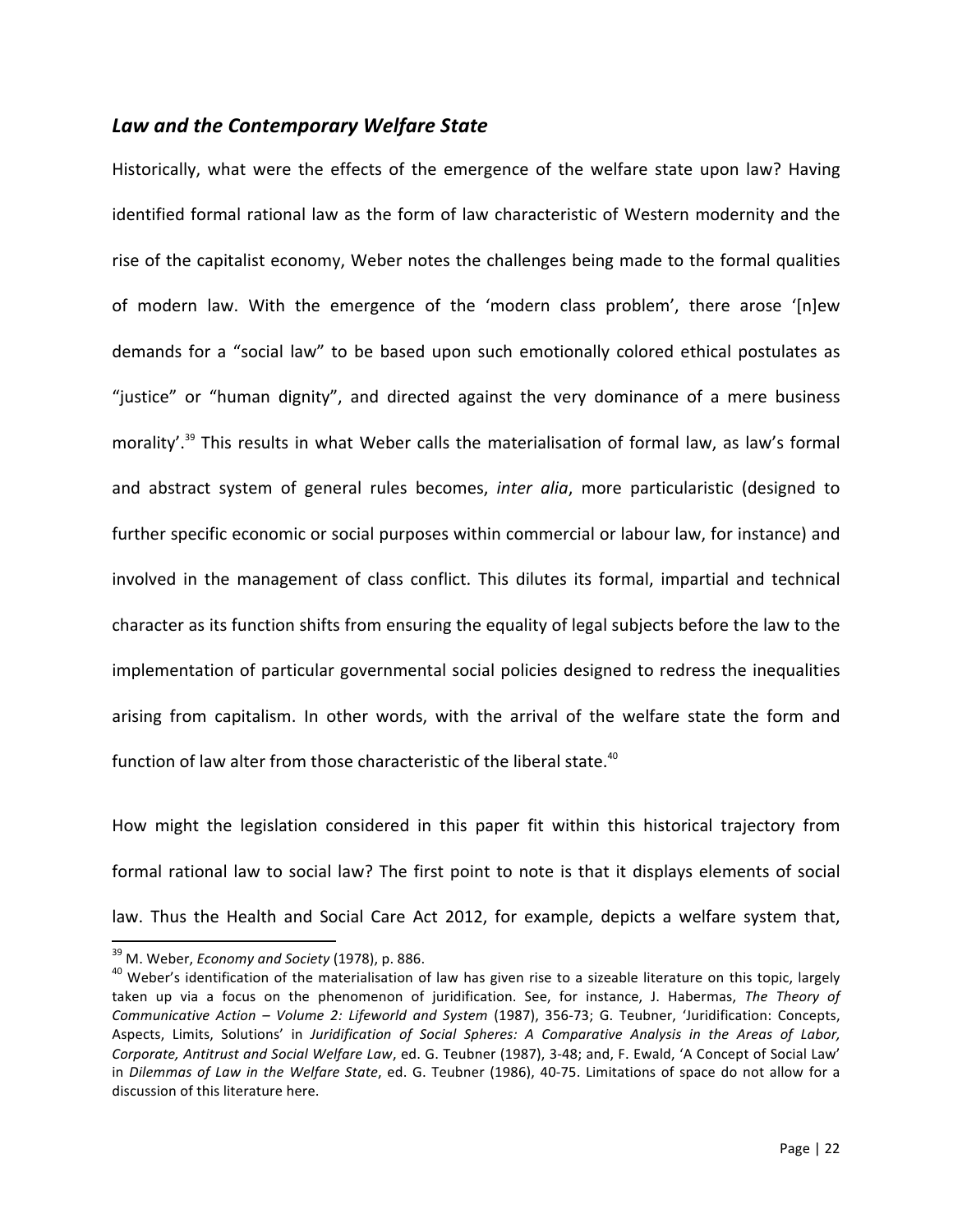### *Law and the Contemporary Welfare State*

Historically, what were the effects of the emergence of the welfare state upon law? Having identified formal rational law as the form of law characteristic of Western modernity and the rise of the capitalist economy, Weber notes the challenges being made to the formal qualities of modern law. With the emergence of the 'modern class problem', there arose '[n]ew demands for a "social law" to be based upon such emotionally colored ethical postulates as "justice" or "human dignity", and directed against the very dominance of a mere business morality'.[39] This results in what Weber calls the materialisation of formal law, as law's formal and abstract system of general rules becomes, *inter alia*, more particularistic (designed to further specific economic or social purposes within commercial or labour law, for instance) and involved in the management of class conflict. This dilutes its formal, impartial and technical character as its function shifts from ensuring the equality of legal subjects before the law to the implementation of particular governmental social policies designed to redress the inequalities arising from capitalism. In other words, with the arrival of the welfare state the form and function of law alter from those characteristic of the liberal state.[40]

How might the legislation considered in this paper fit within this historical trajectory from formal rational law to social law? The first point to note is that it displays elements of social law. Thus the Health and Social Care Act 2012, for example, depicts a welfare system that,

---

[39] M. Weber, *Economy and Society* (1978), p. 886.

[40] Weber's identification of the materialisation of law has given rise to a sizeable literature on this topic, largely taken up via a focus on the phenomenon of juridification. See, for instance, J. Habermas, *The Theory of Communicative Action – Volume 2: Lifeworld and System* (1987), 356-73; G. Teubner, 'Juridification: Concepts, Aspects, Limits, Solutions' in *Juridification of Social Spheres: A Comparative Analysis in the Areas of Labor, Corporate, Antitrust and Social Welfare Law*, ed. G. Teubner (1987), 3-48; and, F. Ewald, 'A Concept of Social Law' in *Dilemmas of Law in the Welfare State*, ed. G. Teubner (1986), 40-75. Limitations of space do not allow for a discussion of this literature here.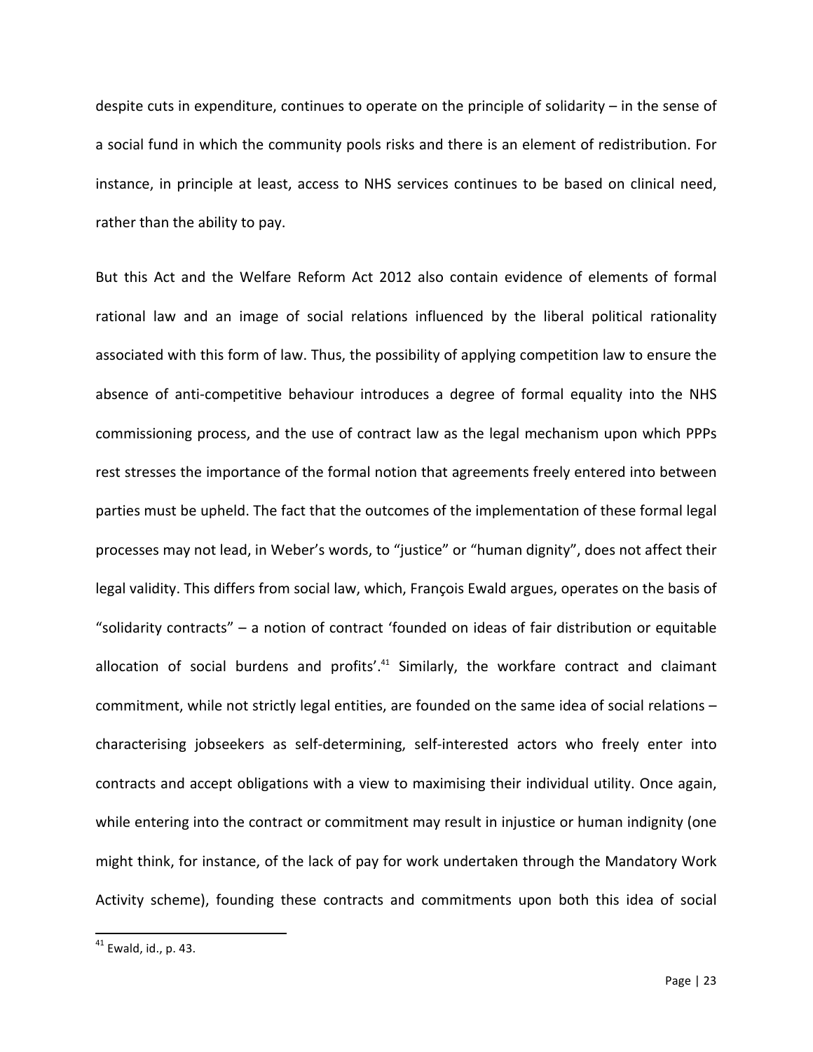despite cuts in expenditure, continues to operate on the principle of solidarity – in the sense of a social fund in which the community pools risks and there is an element of redistribution. For instance, in principle at least, access to NHS services continues to be based on clinical need, rather than the ability to pay.

But this Act and the Welfare Reform Act 2012 also contain evidence of elements of formal rational law and an image of social relations influenced by the liberal political rationality associated with this form of law. Thus, the possibility of applying competition law to ensure the absence of anti-competitive behaviour introduces a degree of formal equality into the NHS commissioning process, and the use of contract law as the legal mechanism upon which PPPs rest stresses the importance of the formal notion that agreements freely entered into between parties must be upheld. The fact that the outcomes of the implementation of these formal legal processes may not lead, in Weber's words, to "justice" or "human dignity", does not affect their legal validity. This differs from social law, which, François Ewald argues, operates on the basis of "solidarity contracts" – a notion of contract 'founded on ideas of fair distribution or equitable allocation of social burdens and profits'.[41] Similarly, the workfare contract and claimant commitment, while not strictly legal entities, are founded on the same idea of social relations – characterising jobseekers as self-determining, self-interested actors who freely enter into contracts and accept obligations with a view to maximising their individual utility. Once again, while entering into the contract or commitment may result in injustice or human indignity (one might think, for instance, of the lack of pay for work undertaken through the Mandatory Work Activity scheme), founding these contracts and commitments upon both this idea of social

[41] Ewald, id., p. 43.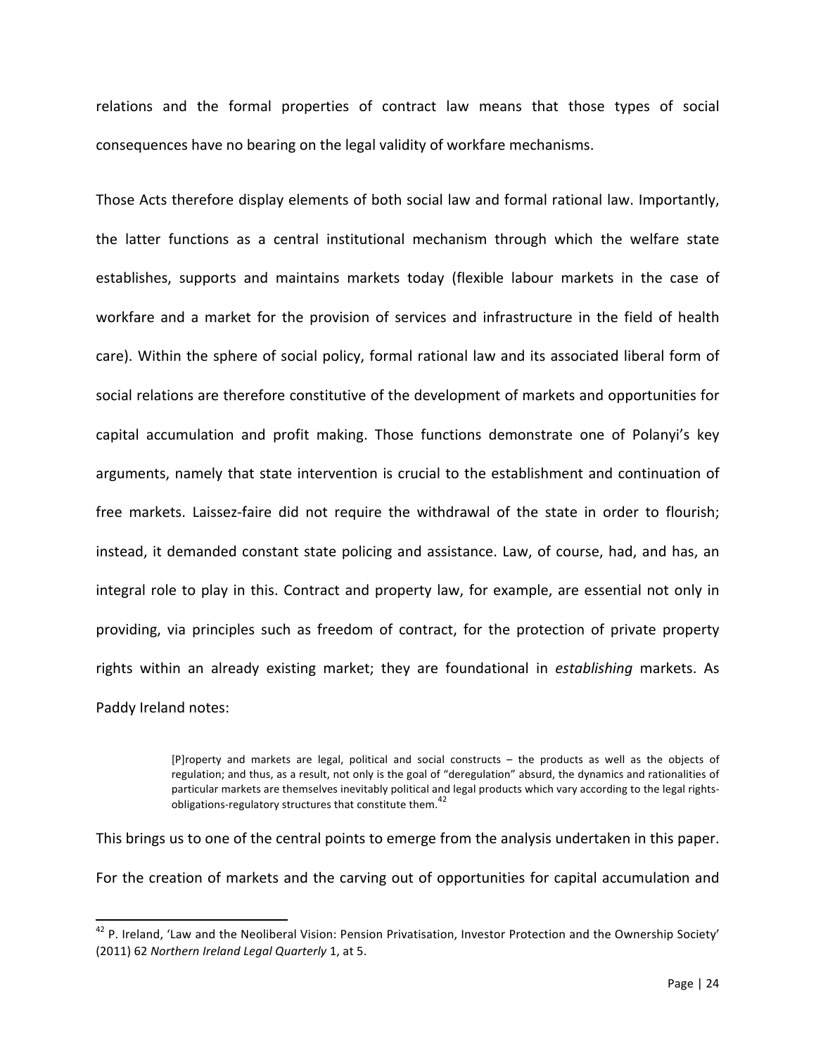relations and the formal properties of contract law means that those types of social consequences have no bearing on the legal validity of workfare mechanisms.

Those Acts therefore display elements of both social law and formal rational law. Importantly, the latter functions as a central institutional mechanism through which the welfare state establishes, supports and maintains markets today (flexible labour markets in the case of workfare and a market for the provision of services and infrastructure in the field of health care). Within the sphere of social policy, formal rational law and its associated liberal form of social relations are therefore constitutive of the development of markets and opportunities for capital accumulation and profit making. Those functions demonstrate one of Polanyi's key arguments, namely that state intervention is crucial to the establishment and continuation of free markets. Laissez-faire did not require the withdrawal of the state in order to flourish; instead, it demanded constant state policing and assistance. Law, of course, had, and has, an integral role to play in this. Contract and property law, for example, are essential not only in providing, via principles such as freedom of contract, for the protection of private property rights within an already existing market; they are foundational in *establishing* markets. As Paddy Ireland notes:

> [P]roperty and markets are legal, political and social constructs – the products as well as the objects of regulation; and thus, as a result, not only is the goal of "deregulation" absurd, the dynamics and rationalities of particular markets are themselves inevitably political and legal products which vary according to the legal rights-obligations-regulatory structures that constitute them.[42]

This brings us to one of the central points to emerge from the analysis undertaken in this paper. For the creation of markets and the carving out of opportunities for capital accumulation and

---

[42] P. Ireland, 'Law and the Neoliberal Vision: Pension Privatisation, Investor Protection and the Ownership Society' (2011) 62 *Northern Ireland Legal Quarterly* 1, at 5.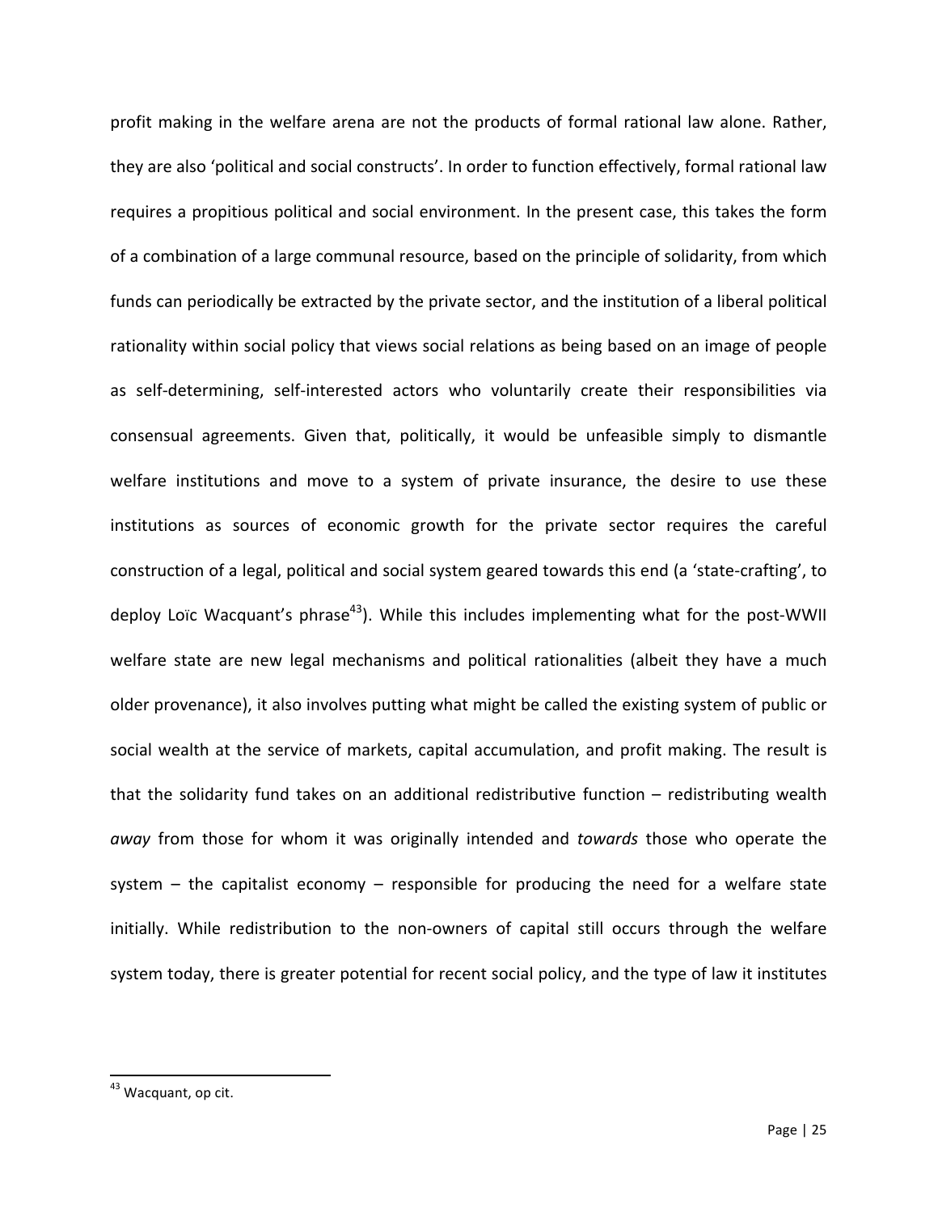profit making in the welfare arena are not the products of formal rational law alone. Rather, they are also 'political and social constructs'. In order to function effectively, formal rational law requires a propitious political and social environment. In the present case, this takes the form of a combination of a large communal resource, based on the principle of solidarity, from which funds can periodically be extracted by the private sector, and the institution of a liberal political rationality within social policy that views social relations as being based on an image of people as self-determining, self-interested actors who voluntarily create their responsibilities via consensual agreements. Given that, politically, it would be unfeasible simply to dismantle welfare institutions and move to a system of private insurance, the desire to use these institutions as sources of economic growth for the private sector requires the careful construction of a legal, political and social system geared towards this end (a 'state-crafting', to deploy Loïc Wacquant's phrase[43]). While this includes implementing what for the post-WWII welfare state are new legal mechanisms and political rationalities (albeit they have a much older provenance), it also involves putting what might be called the existing system of public or social wealth at the service of markets, capital accumulation, and profit making. The result is that the solidarity fund takes on an additional redistributive function – redistributing wealth *away* from those for whom it was originally intended and *towards* those who operate the system – the capitalist economy – responsible for producing the need for a welfare state initially. While redistribution to the non-owners of capital still occurs through the welfare system today, there is greater potential for recent social policy, and the type of law it institutes

---

[43] Wacquant, op cit.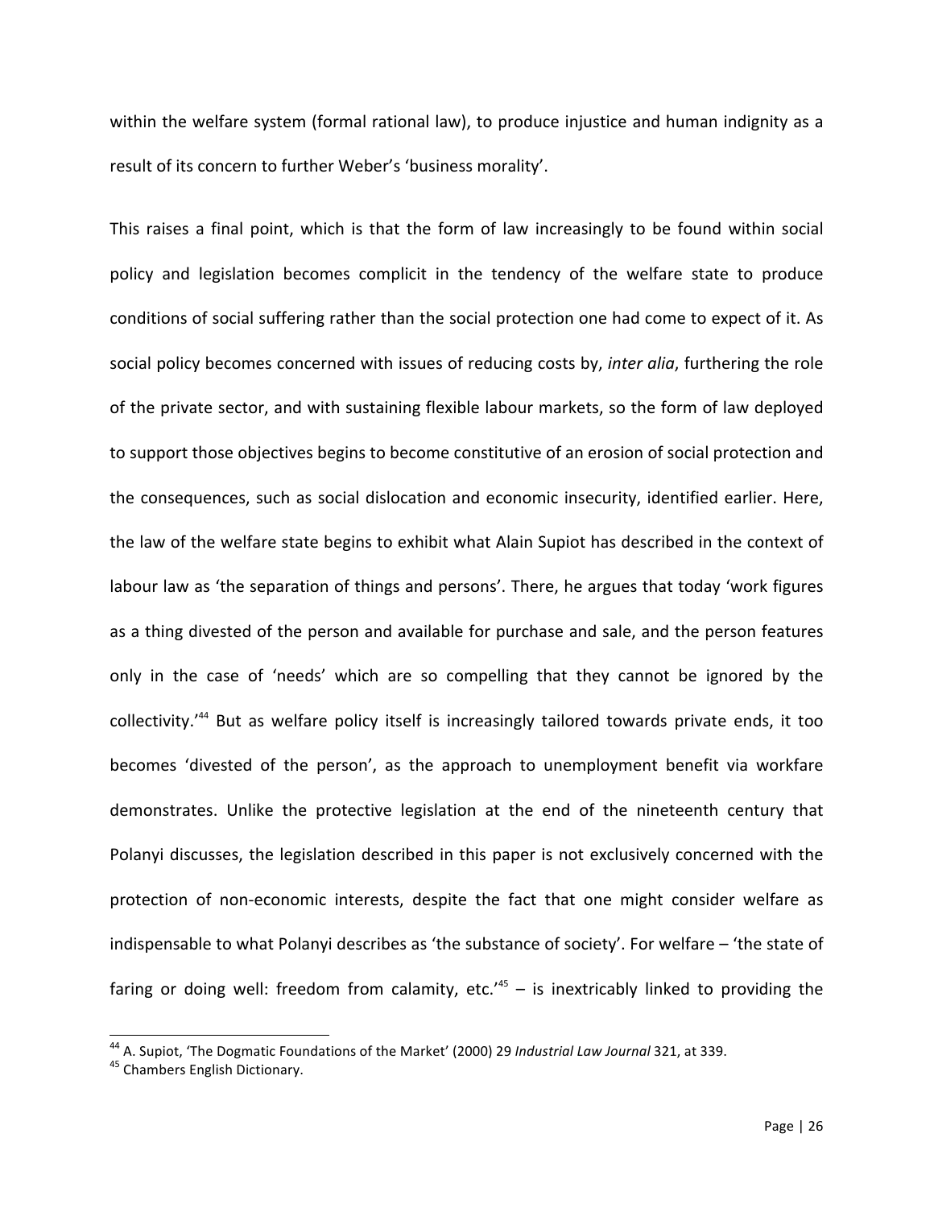within the welfare system (formal rational law), to produce injustice and human indignity as a result of its concern to further Weber's 'business morality'.

This raises a final point, which is that the form of law increasingly to be found within social policy and legislation becomes complicit in the tendency of the welfare state to produce conditions of social suffering rather than the social protection one had come to expect of it. As social policy becomes concerned with issues of reducing costs by, *inter alia*, furthering the role of the private sector, and with sustaining flexible labour markets, so the form of law deployed to support those objectives begins to become constitutive of an erosion of social protection and the consequences, such as social dislocation and economic insecurity, identified earlier. Here, the law of the welfare state begins to exhibit what Alain Supiot has described in the context of labour law as 'the separation of things and persons'. There, he argues that today 'work figures as a thing divested of the person and available for purchase and sale, and the person features only in the case of 'needs' which are so compelling that they cannot be ignored by the collectivity.'[44] But as welfare policy itself is increasingly tailored towards private ends, it too becomes 'divested of the person', as the approach to unemployment benefit via workfare demonstrates. Unlike the protective legislation at the end of the nineteenth century that Polanyi discusses, the legislation described in this paper is not exclusively concerned with the protection of non-economic interests, despite the fact that one might consider welfare as indispensable to what Polanyi describes as 'the substance of society'. For welfare – 'the state of faring or doing well: freedom from calamity, etc.'[45] – is inextricably linked to providing the

[44] A. Supiot, 'The Dogmatic Foundations of the Market' (2000) 29 *Industrial Law Journal* 321, at 339.

[45] Chambers English Dictionary.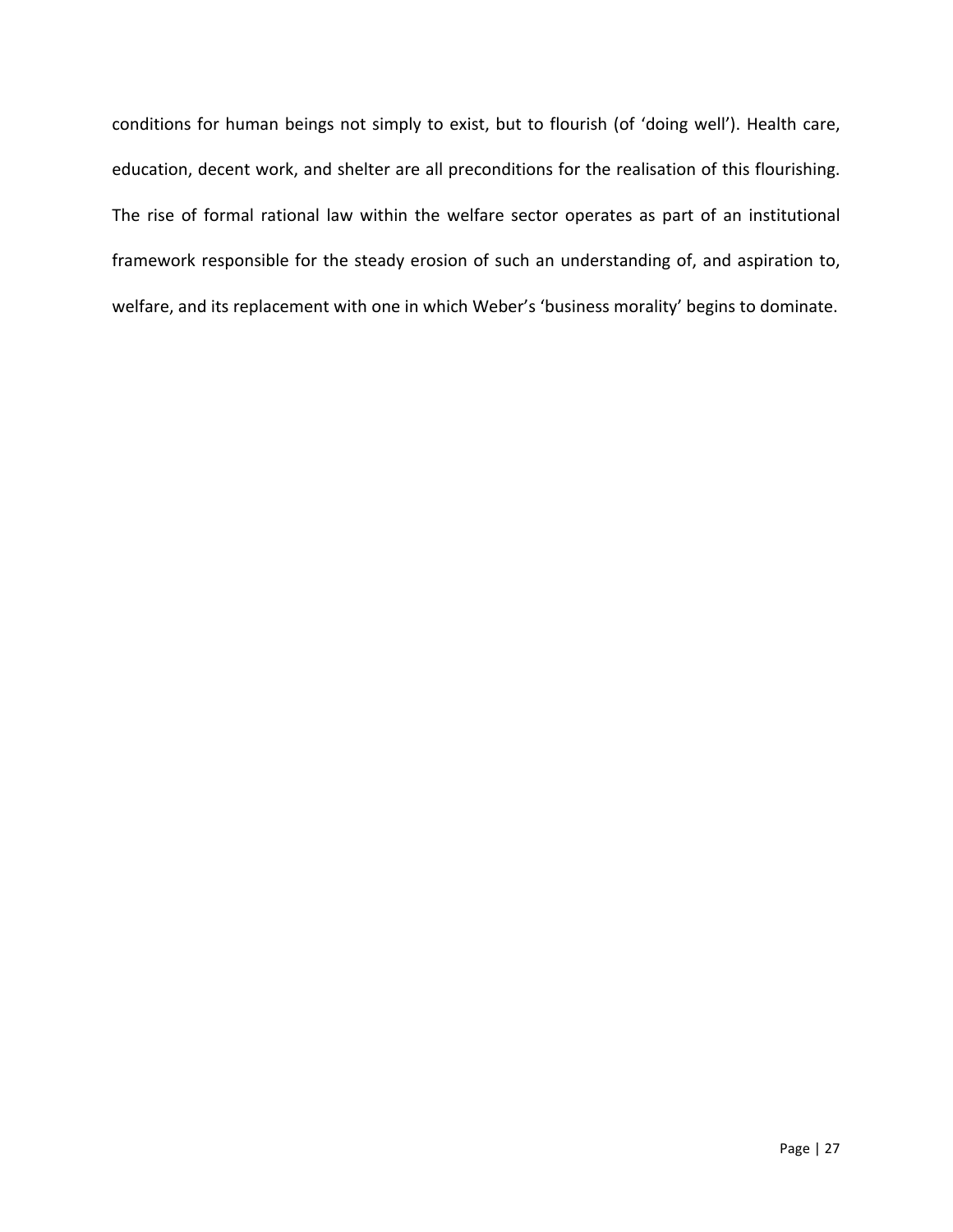conditions for human beings not simply to exist, but to flourish (of 'doing well'). Health care, education, decent work, and shelter are all preconditions for the realisation of this flourishing. The rise of formal rational law within the welfare sector operates as part of an institutional framework responsible for the steady erosion of such an understanding of, and aspiration to, welfare, and its replacement with one in which Weber's 'business morality' begins to dominate.